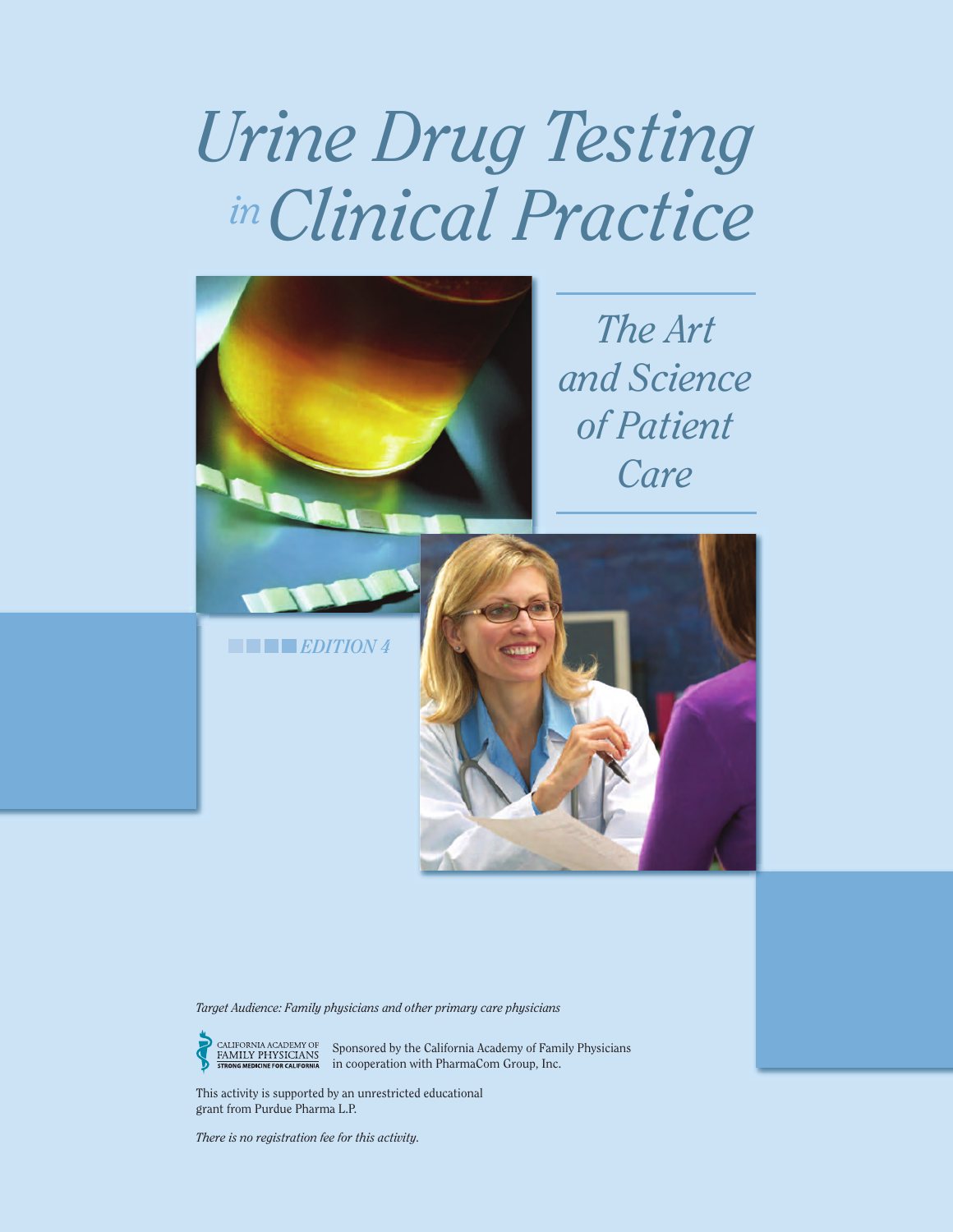# *Urine Drug Testing in Clinical Practice*

## *The Art and Science of Patient Care*

***EDITION 4***

*Target Audience: Family physicians and other primary care physicians*

CALIFORNIA ACADEMY OF FAMILY PHYSICIANS
STRONG MEDICINE FOR CALIFORNIA

Sponsored by the California Academy of Family Physicians in cooperation with PharmaCom Group, Inc.

This activity is supported by an unrestricted educational grant from Purdue Pharma L.P.

*There is no registration fee for this activity.*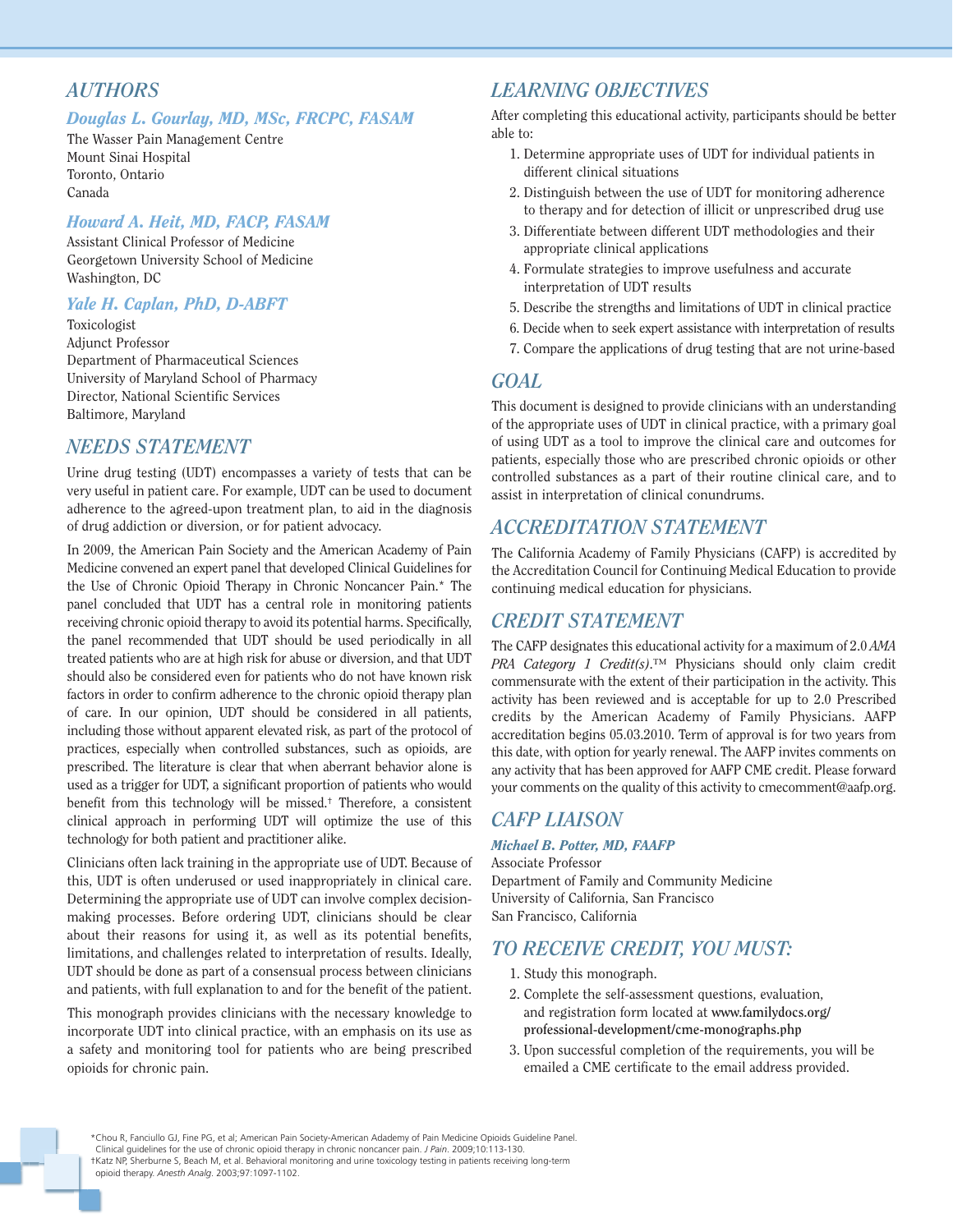## AUTHORS

### *Douglas L. Gourlay, MD, MSc, FRCPC, FASAM*

The Wasser Pain Management Centre
Mount Sinai Hospital
Toronto, Ontario
Canada

### *Howard A. Heit, MD, FACP, FASAM*

Assistant Clinical Professor of Medicine
Georgetown University School of Medicine
Washington, DC

### *Yale H. Caplan, PhD, D-ABFT*

Toxicologist
Adjunct Professor
Department of Pharmaceutical Sciences
University of Maryland School of Pharmacy
Director, National Scientific Services
Baltimore, Maryland

## NEEDS STATEMENT

Urine drug testing (UDT) encompasses a variety of tests that can be very useful in patient care. For example, UDT can be used to document adherence to the agreed-upon treatment plan, to aid in the diagnosis of drug addiction or diversion, or for patient advocacy.

In 2009, the American Pain Society and the American Academy of Pain Medicine convened an expert panel that developed Clinical Guidelines for the Use of Chronic Opioid Therapy in Chronic Noncancer Pain.* The panel concluded that UDT has a central role in monitoring patients receiving chronic opioid therapy to avoid its potential harms. Specifically, the panel recommended that UDT should be used periodically in all treated patients who are at high risk for abuse or diversion, and that UDT should also be considered even for patients who do not have known risk factors in order to confirm adherence to the chronic opioid therapy plan of care. In our opinion, UDT should be considered in all patients, including those without apparent elevated risk, as part of the protocol of practices, especially when controlled substances, such as opioids, are prescribed. The literature is clear that when aberrant behavior alone is used as a trigger for UDT, a significant proportion of patients who would benefit from this technology will be missed.† Therefore, a consistent clinical approach in performing UDT will optimize the use of this technology for both patient and practitioner alike.

Clinicians often lack training in the appropriate use of UDT. Because of this, UDT is often underused or used inappropriately in clinical care. Determining the appropriate use of UDT can involve complex decision-making processes. Before ordering UDT, clinicians should be clear about their reasons for using it, as well as its potential benefits, limitations, and challenges related to interpretation of results. Ideally, UDT should be done as part of a consensual process between clinicians and patients, with full explanation to and for the benefit of the patient.

This monograph provides clinicians with the necessary knowledge to incorporate UDT into clinical practice, with an emphasis on its use as a safety and monitoring tool for patients who are being prescribed opioids for chronic pain.

## LEARNING OBJECTIVES

After completing this educational activity, participants should be better able to:

1. Determine appropriate uses of UDT for individual patients in different clinical situations
2. Distinguish between the use of UDT for monitoring adherence to therapy and for detection of illicit or unprescribed drug use
3. Differentiate between different UDT methodologies and their appropriate clinical applications
4. Formulate strategies to improve usefulness and accurate interpretation of UDT results
5. Describe the strengths and limitations of UDT in clinical practice
6. Decide when to seek expert assistance with interpretation of results
7. Compare the applications of drug testing that are not urine-based

## GOAL

This document is designed to provide clinicians with an understanding of the appropriate uses of UDT in clinical practice, with a primary goal of using UDT as a tool to improve the clinical care and outcomes for patients, especially those who are prescribed chronic opioids or other controlled substances as a part of their routine clinical care, and to assist in interpretation of clinical conundrums.

## ACCREDITATION STATEMENT

The California Academy of Family Physicians (CAFP) is accredited by the Accreditation Council for Continuing Medical Education to provide continuing medical education for physicians.

## CREDIT STATEMENT

The CAFP designates this educational activity for a maximum of 2.0 *AMA PRA Category 1 Credit(s)*.™ Physicians should only claim credit commensurate with the extent of their participation in the activity. This activity has been reviewed and is acceptable for up to 2.0 Prescribed credits by the American Academy of Family Physicians. AAFP accreditation begins 05.03.2010. Term of approval is for two years from this date, with option for yearly renewal. The AAFP invites comments on any activity that has been approved for AAFP CME credit. Please forward your comments on the quality of this activity to cmecomment@aafp.org.

## CAFP LIAISON

### *Michael B. Potter, MD, FAAFP*

Associate Professor
Department of Family and Community Medicine
University of California, San Francisco
San Francisco, California

## TO RECEIVE CREDIT, YOU MUST:

1. Study this monograph.
2. Complete the self-assessment questions, evaluation, and registration form located at **www.familydocs.org/professional-development/cme-monographs.php**
3. Upon successful completion of the requirements, you will be emailed a CME certificate to the email address provided.

*Chou R, Fanciullo GJ, Fine PG, et al; American Pain Society-American Adademy of Pain Medicine Opioids Guideline Panel. Clinical guidelines for the use of chronic opioid therapy in chronic noncancer pain. *J Pain*. 2009;10:113-130.

†Katz NP, Sherburne S, Beach M, et al. Behavioral monitoring and urine toxicology testing in patients receiving long-term opioid therapy. *Anesth Analg*. 2003;97:1097-1102.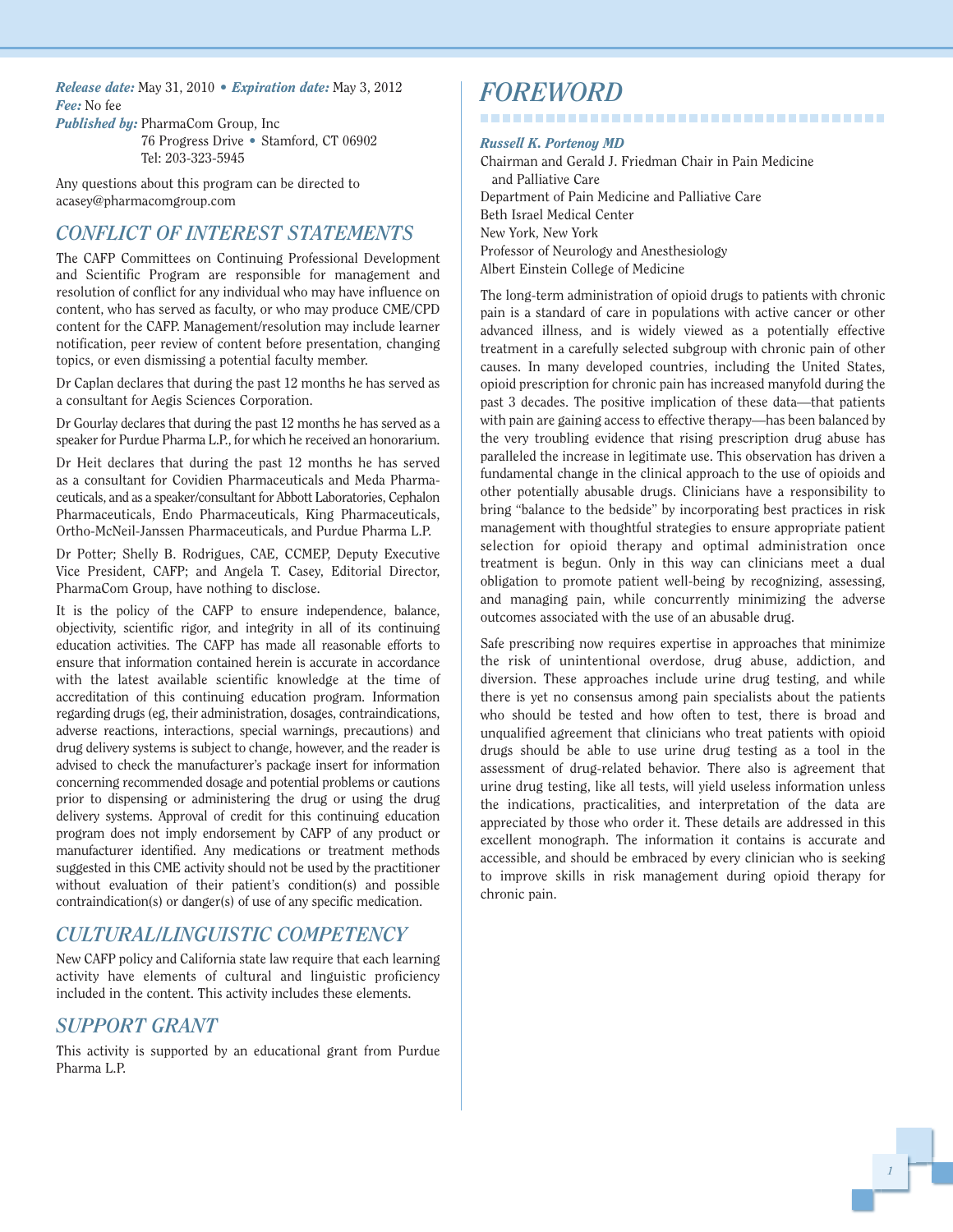***Release date:*** May 31, 2010 • ***Expiration date:*** May 3, 2012
***Fee:*** No fee
***Published by:*** PharmaCom Group, Inc
76 Progress Drive • Stamford, CT 06902
Tel: 203-323-5945

Any questions about this program can be directed to acasey@pharmacomgroup.com

## CONFLICT OF INTEREST STATEMENTS

The CAFP Committees on Continuing Professional Development and Scientific Program are responsible for management and resolution of conflict for any individual who may have influence on content, who has served as faculty, or who may produce CME/CPD content for the CAFP. Management/resolution may include learner notification, peer review of content before presentation, changing topics, or even dismissing a potential faculty member.

Dr Caplan declares that during the past 12 months he has served as a consultant for Aegis Sciences Corporation.

Dr Gourlay declares that during the past 12 months he has served as a speaker for Purdue Pharma L.P., for which he received an honorarium.

Dr Heit declares that during the past 12 months he has served as a consultant for Covidien Pharmaceuticals and Meda Pharmaceuticals, and as a speaker/consultant for Abbott Laboratories, Cephalon Pharmaceuticals, Endo Pharmaceuticals, King Pharmaceuticals, Ortho-McNeil-Janssen Pharmaceuticals, and Purdue Pharma L.P.

Dr Potter; Shelly B. Rodrigues, CAE, CCMEP, Deputy Executive Vice President, CAFP; and Angela T. Casey, Editorial Director, PharmaCom Group, have nothing to disclose.

It is the policy of the CAFP to ensure independence, balance, objectivity, scientific rigor, and integrity in all of its continuing education activities. The CAFP has made all reasonable efforts to ensure that information contained herein is accurate in accordance with the latest available scientific knowledge at the time of accreditation of this continuing education program. Information regarding drugs (eg, their administration, dosages, contraindications, adverse reactions, interactions, special warnings, precautions) and drug delivery systems is subject to change, however, and the reader is advised to check the manufacturer's package insert for information concerning recommended dosage and potential problems or cautions prior to dispensing or administering the drug or using the drug delivery systems. Approval of credit for this continuing education program does not imply endorsement by CAFP of any product or manufacturer identified. Any medications or treatment methods suggested in this CME activity should not be used by the practitioner without evaluation of their patient's condition(s) and possible contraindication(s) or danger(s) of use of any specific medication.

## CULTURAL/LINGUISTIC COMPETENCY

New CAFP policy and California state law require that each learning activity have elements of cultural and linguistic proficiency included in the content. This activity includes these elements.

## SUPPORT GRANT

This activity is supported by an educational grant from Purdue Pharma L.P.

# FOREWORD

***Russell K. Portenoy MD***
Chairman and Gerald J. Friedman Chair in Pain Medicine and Palliative Care
Department of Pain Medicine and Palliative Care
Beth Israel Medical Center
New York, New York
Professor of Neurology and Anesthesiology
Albert Einstein College of Medicine

The long-term administration of opioid drugs to patients with chronic pain is a standard of care in populations with active cancer or other advanced illness, and is widely viewed as a potentially effective treatment in a carefully selected subgroup with chronic pain of other causes. In many developed countries, including the United States, opioid prescription for chronic pain has increased manyfold during the past 3 decades. The positive implication of these data—that patients with pain are gaining access to effective therapy—has been balanced by the very troubling evidence that rising prescription drug abuse has paralleled the increase in legitimate use. This observation has driven a fundamental change in the clinical approach to the use of opioids and other potentially abusable drugs. Clinicians have a responsibility to bring "balance to the bedside" by incorporating best practices in risk management with thoughtful strategies to ensure appropriate patient selection for opioid therapy and optimal administration once treatment is begun. Only in this way can clinicians meet a dual obligation to promote patient well-being by recognizing, assessing, and managing pain, while concurrently minimizing the adverse outcomes associated with the use of an abusable drug.

Safe prescribing now requires expertise in approaches that minimize the risk of unintentional overdose, drug abuse, addiction, and diversion. These approaches include urine drug testing, and while there is yet no consensus among pain specialists about the patients who should be tested and how often to test, there is broad and unqualified agreement that clinicians who treat patients with opioid drugs should be able to use urine drug testing as a tool in the assessment of drug-related behavior. There also is agreement that urine drug testing, like all tests, will yield useless information unless the indications, practicalities, and interpretation of the data are appreciated by those who order it. These details are addressed in this excellent monograph. The information it contains is accurate and accessible, and should be embraced by every clinician who is seeking to improve skills in risk management during opioid therapy for chronic pain.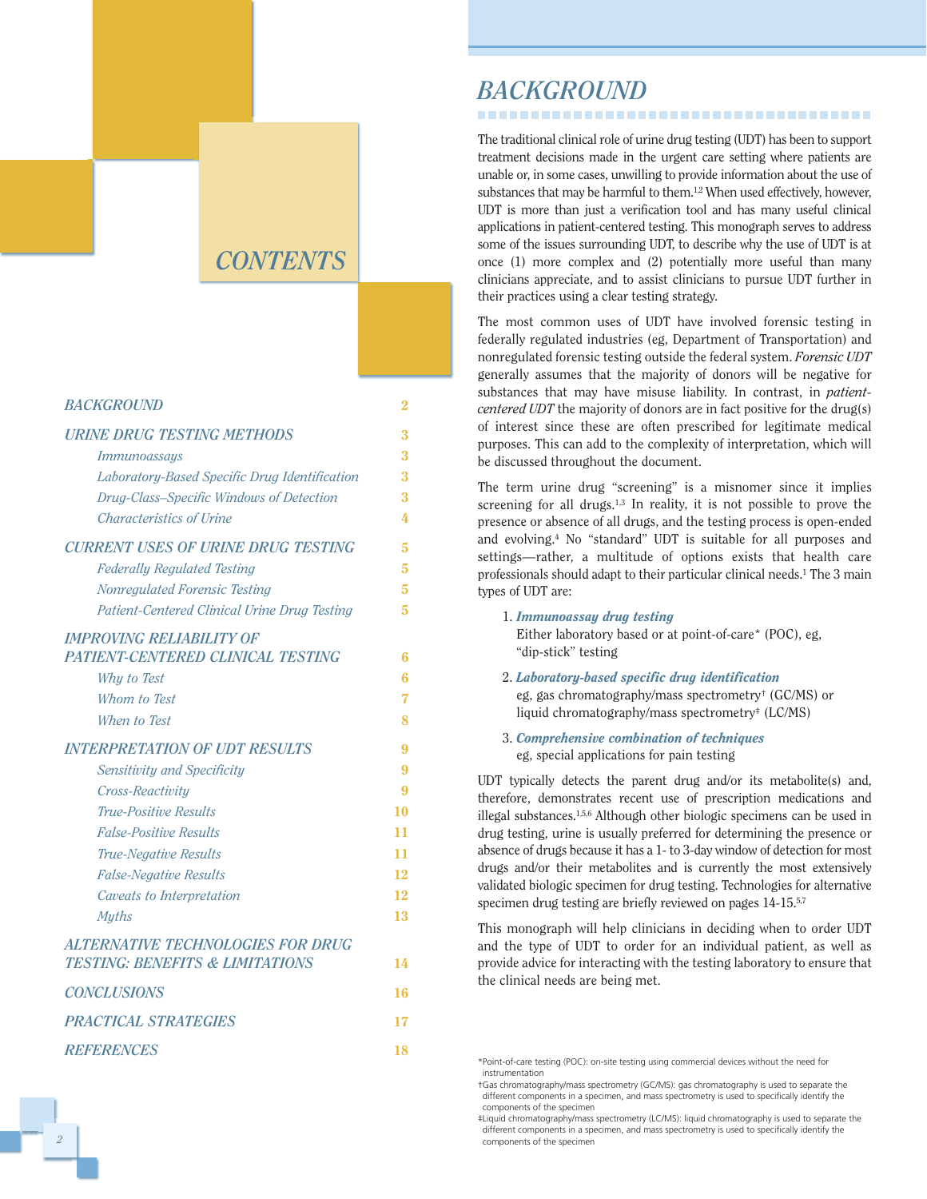# CONTENTS

| | |
|---|---|
| *BACKGROUND* | 2 |
| *URINE DRUG TESTING METHODS* | 3 |
| *Immunoassays* | 3 |
| *Laboratory-Based Specific Drug Identification* | 3 |
| *Drug-Class–Specific Windows of Detection* | 3 |
| *Characteristics of Urine* | 4 |
| *CURRENT USES OF URINE DRUG TESTING* | 5 |
| *Federally Regulated Testing* | 5 |
| *Nonregulated Forensic Testing* | 5 |
| *Patient-Centered Clinical Urine Drug Testing* | 5 |
| *IMPROVING RELIABILITY OF PATIENT-CENTERED CLINICAL TESTING* | 6 |
| *Why to Test* | 6 |
| *Whom to Test* | 7 |
| *When to Test* | 8 |
| *INTERPRETATION OF UDT RESULTS* | 9 |
| *Sensitivity and Specificity* | 9 |
| *Cross-Reactivity* | 9 |
| *True-Positive Results* | 10 |
| *False-Positive Results* | 11 |
| *True-Negative Results* | 11 |
| *False-Negative Results* | 12 |
| *Caveats to Interpretation* | 12 |
| *Myths* | 13 |
| *ALTERNATIVE TECHNOLOGIES FOR DRUG TESTING: BENEFITS & LIMITATIONS* | 14 |
| *CONCLUSIONS* | 16 |
| *PRACTICAL STRATEGIES* | 17 |
| *REFERENCES* | 18 |

# BACKGROUND

The traditional clinical role of urine drug testing (UDT) has been to support treatment decisions made in the urgent care setting where patients are unable or, in some cases, unwilling to provide information about the use of substances that may be harmful to them.[1,2] When used effectively, however, UDT is more than just a verification tool and has many useful clinical applications in patient-centered testing. This monograph serves to address some of the issues surrounding UDT, to describe why the use of UDT is at once (1) more complex and (2) potentially more useful than many clinicians appreciate, and to assist clinicians to pursue UDT further in their practices using a clear testing strategy.

The most common uses of UDT have involved forensic testing in federally regulated industries (eg, Department of Transportation) and nonregulated forensic testing outside the federal system. *Forensic UDT* generally assumes that the majority of donors will be negative for substances that may have misuse liability. In contrast, in *patient-centered UDT* the majority of donors are in fact positive for the drug(s) of interest since these are often prescribed for legitimate medical purposes. This can add to the complexity of interpretation, which will be discussed throughout the document.

The term urine drug "screening" is a misnomer since it implies screening for all drugs.[1,3] In reality, it is not possible to prove the presence or absence of all drugs, and the testing process is open-ended and evolving.[4] No "standard" UDT is suitable for all purposes and settings—rather, a multitude of options exists that health care professionals should adapt to their particular clinical needs.[1] The 3 main types of UDT are:

1. ***Immunoassay drug testing***
   Either laboratory based or at point-of-care* (POC), eg, "dip-stick" testing
2. ***Laboratory-based specific drug identification***
   eg, gas chromatography/mass spectrometry† (GC/MS) or liquid chromatography/mass spectrometry‡ (LC/MS)
3. ***Comprehensive combination of techniques***
   eg, special applications for pain testing

UDT typically detects the parent drug and/or its metabolite(s) and, therefore, demonstrates recent use of prescription medications and illegal substances.[1,5,6] Although other biologic specimens can be used in drug testing, urine is usually preferred for determining the presence or absence of drugs because it has a 1- to 3-day window of detection for most drugs and/or their metabolites and is currently the most extensively validated biologic specimen for drug testing. Technologies for alternative specimen drug testing are briefly reviewed on pages 14-15.[5,7]

This monograph will help clinicians in deciding when to order UDT and the type of UDT to order for an individual patient, as well as provide advice for interacting with the testing laboratory to ensure that the clinical needs are being met.

*Point-of-care testing (POC): on-site testing using commercial devices without the need for instrumentation

†Gas chromatography/mass spectrometry (GC/MS): gas chromatography is used to separate the different components in a specimen, and mass spectrometry is used to specifically identify the components of the specimen

‡Liquid chromatography/mass spectrometry (LC/MS): liquid chromatography is used to separate the different components in a specimen, and mass spectrometry is used to specifically identify the components of the specimen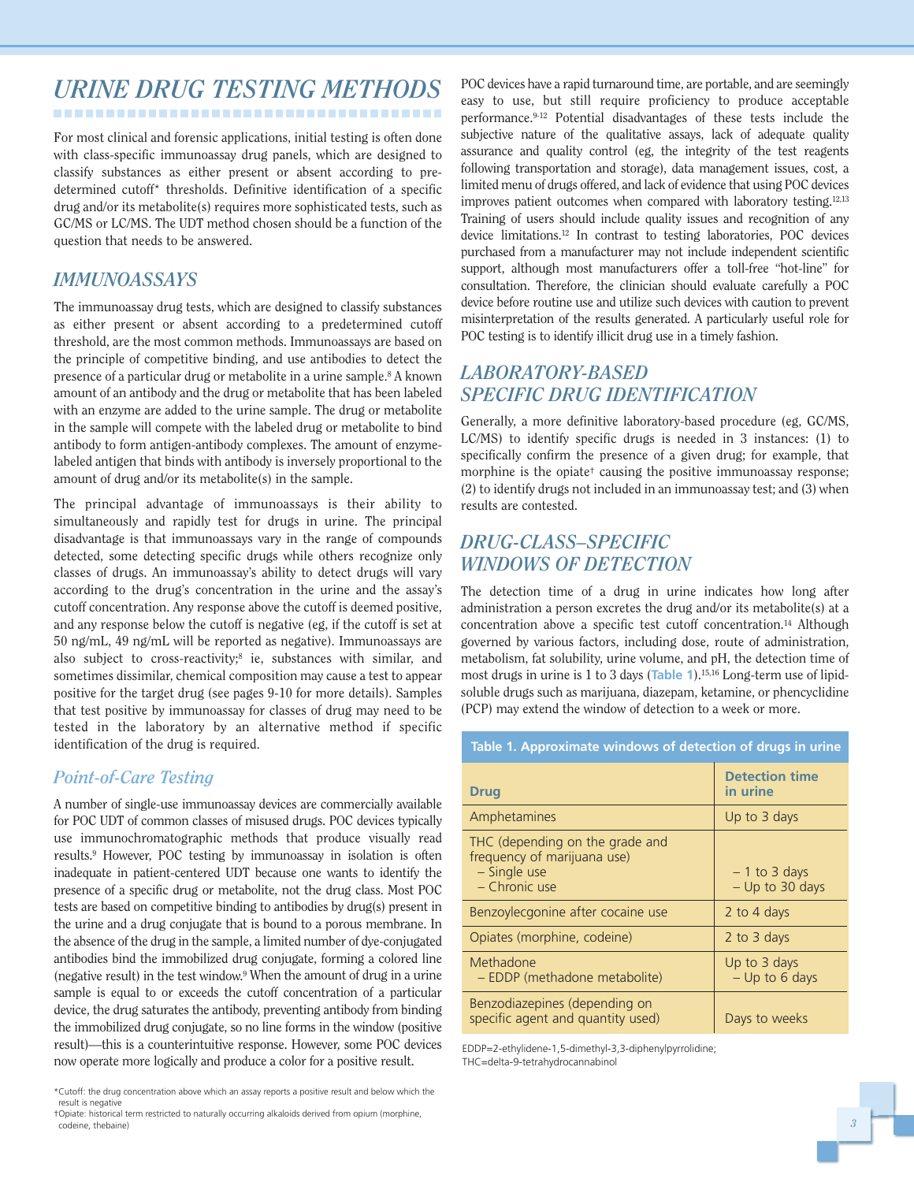# URINE DRUG TESTING METHODS

For most clinical and forensic applications, initial testing is often done with class-specific immunoassay drug panels, which are designed to classify substances as either present or absent according to predetermined cutoff* thresholds. Definitive identification of a specific drug and/or its metabolite(s) requires more sophisticated tests, such as GC/MS or LC/MS. The UDT method chosen should be a function of the question that needs to be answered.

## IMMUNOASSAYS

The immunoassay drug tests, which are designed to classify substances as either present or absent according to a predetermined cutoff threshold, are the most common methods. Immunoassays are based on the principle of competitive binding, and use antibodies to detect the presence of a particular drug or metabolite in a urine sample.[8] A known amount of an antibody and the drug or metabolite that has been labeled with an enzyme are added to the urine sample. The drug or metabolite in the sample will compete with the labeled drug or metabolite to bind antibody to form antigen-antibody complexes. The amount of enzyme-labeled antigen that binds with antibody is inversely proportional to the amount of drug and/or its metabolite(s) in the sample.

The principal advantage of immunoassays is their ability to simultaneously and rapidly test for drugs in urine. The principal disadvantage is that immunoassays vary in the range of compounds detected, some detecting specific drugs while others recognize only classes of drugs. An immunoassay's ability to detect drugs will vary according to the drug's concentration in the urine and the assay's cutoff concentration. Any response above the cutoff is deemed positive, and any response below the cutoff is negative (eg, if the cutoff is set at 50 ng/mL, 49 ng/mL will be reported as negative). Immunoassays are also subject to cross-reactivity;[8] ie, substances with similar, and sometimes dissimilar, chemical composition may cause a test to appear positive for the target drug (see pages 9-10 for more details). Samples that test positive by immunoassay for classes of drug may need to be tested in the laboratory by an alternative method if specific identification of the drug is required.

### Point-of-Care Testing

A number of single-use immunoassay devices are commercially available for POC UDT of common classes of misused drugs. POC devices typically use immunochromatographic methods that produce visually read results.[9] However, POC testing by immunoassay in isolation is often inadequate in patient-centered UDT because one wants to identify the presence of a specific drug or metabolite, not the drug class. Most POC tests are based on competitive binding to antibodies by drug(s) present in the urine and a drug conjugate that is bound to a porous membrane. In the absence of the drug in the sample, a limited number of dye-conjugated antibodies bind the immobilized drug conjugate, forming a colored line (negative result) in the test window.[9] When the amount of drug in a urine sample is equal to or exceeds the cutoff concentration of a particular device, the drug saturates the antibody, preventing antibody from binding the immobilized drug conjugate, so no line forms in the window (positive result)—this is a counterintuitive response. However, some POC devices now operate more logically and produce a color for a positive result.

POC devices have a rapid turnaround time, are portable, and are seemingly easy to use, but still require proficiency to produce acceptable performance.[9-12] Potential disadvantages of these tests include the subjective nature of the qualitative assays, lack of adequate quality assurance and quality control (eg, the integrity of the test reagents following transportation and storage), data management issues, cost, a limited menu of drugs offered, and lack of evidence that using POC devices improves patient outcomes when compared with laboratory testing.[12,13] Training of users should include quality issues and recognition of any device limitations.[12] In contrast to testing laboratories, POC devices purchased from a manufacturer may not include independent scientific support, although most manufacturers offer a toll-free "hot-line" for consultation. Therefore, the clinician should evaluate carefully a POC device before routine use and utilize such devices with caution to prevent misinterpretation of the results generated. A particularly useful role for POC testing is to identify illicit drug use in a timely fashion.

## LABORATORY-BASED SPECIFIC DRUG IDENTIFICATION

Generally, a more definitive laboratory-based procedure (eg, GC/MS, LC/MS) to identify specific drugs is needed in 3 instances: (1) to specifically confirm the presence of a given drug; for example, that morphine is the opiate† causing the positive immunoassay response; (2) to identify drugs not included in an immunoassay test; and (3) when results are contested.

## DRUG-CLASS–SPECIFIC WINDOWS OF DETECTION

The detection time of a drug in urine indicates how long after administration a person excretes the drug and/or its metabolite(s) at a concentration above a specific test cutoff concentration.[14] Although governed by various factors, including dose, route of administration, metabolism, fat solubility, urine volume, and pH, the detection time of most drugs in urine is 1 to 3 days (Table 1).[15,16] Long-term use of lipid-soluble drugs such as marijuana, diazepam, ketamine, or phencyclidine (PCP) may extend the window of detection to a week or more.

**Table 1. Approximate windows of detection of drugs in urine**

| Drug | Detection time in urine |
|---|---|
| Amphetamines | Up to 3 days |
| THC (depending on the grade and frequency of marijuana use)<br>– Single use<br>– Chronic use | <br><br>– 1 to 3 days<br>– Up to 30 days |
| Benzoylecgonine after cocaine use | 2 to 4 days |
| Opiates (morphine, codeine) | 2 to 3 days |
| Methadone<br>– EDDP (methadone metabolite) | Up to 3 days<br>– Up to 6 days |
| Benzodiazepines (depending on specific agent and quantity used) | Days to weeks |

EDDP=2-ethylidene-1,5-dimethyl-3,3-diphenylpyrrolidine;
THC=delta-9-tetrahydrocannabinol

*Cutoff: the drug concentration above which an assay reports a positive result and below which the result is negative

†Opiate: historical term restricted to naturally occurring alkaloids derived from opium (morphine, codeine, thebaine)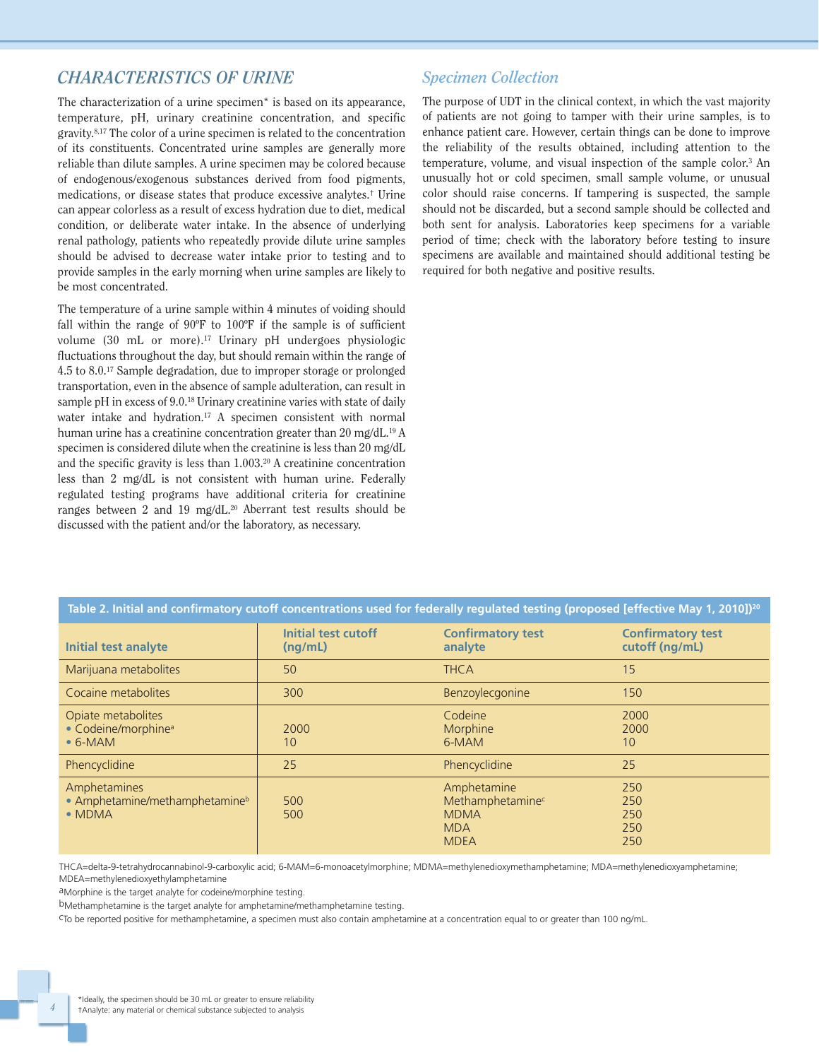## CHARACTERISTICS OF URINE

The characterization of a urine specimen* is based on its appearance, temperature, pH, urinary creatinine concentration, and specific gravity.[8,17] The color of a urine specimen is related to the concentration of its constituents. Concentrated urine samples are generally more reliable than dilute samples. A urine specimen may be colored because of endogenous/exogenous substances derived from food pigments, medications, or disease states that produce excessive analytes.† Urine can appear colorless as a result of excess hydration due to diet, medical condition, or deliberate water intake. In the absence of underlying renal pathology, patients who repeatedly provide dilute urine samples should be advised to decrease water intake prior to testing and to provide samples in the early morning when urine samples are likely to be most concentrated.

The temperature of a urine sample within 4 minutes of voiding should fall within the range of 90ºF to 100ºF if the sample is of sufficient volume (30 mL or more).[17] Urinary pH undergoes physiologic fluctuations throughout the day, but should remain within the range of 4.5 to 8.0.[17] Sample degradation, due to improper storage or prolonged transportation, even in the absence of sample adulteration, can result in sample pH in excess of 9.0.[18] Urinary creatinine varies with state of daily water intake and hydration.[17] A specimen consistent with normal human urine has a creatinine concentration greater than 20 mg/dL.[19] A specimen is considered dilute when the creatinine is less than 20 mg/dL and the specific gravity is less than 1.003.[20] A creatinine concentration less than 2 mg/dL is not consistent with human urine. Federally regulated testing programs have additional criteria for creatinine ranges between 2 and 19 mg/dL.[20] Aberrant test results should be discussed with the patient and/or the laboratory, as necessary.

### *Specimen Collection*

The purpose of UDT in the clinical context, in which the vast majority of patients are not going to tamper with their urine samples, is to enhance patient care. However, certain things can be done to improve the reliability of the results obtained, including attention to the temperature, volume, and visual inspection of the sample color.[3] An unusually hot or cold specimen, small sample volume, or unusual color should raise concerns. If tampering is suspected, the sample should not be discarded, but a second sample should be collected and both sent for analysis. Laboratories keep specimens for a variable period of time; check with the laboratory before testing to insure specimens are available and maintained should additional testing be required for both negative and positive results.

**Table 2. Initial and confirmatory cutoff concentrations used for federally regulated testing (proposed [effective May 1, 2010])[20]**

| Initial test analyte | Initial test cutoff (ng/mL) | Confirmatory test analyte | Confirmatory test cutoff (ng/mL) |
|---|---|---|---|
| Marijuana metabolites | 50 | THCA | 15 |
| Cocaine metabolites | 300 | Benzoylecgonine | 150 |
| Opiate metabolites<br>• Codeine/morphine[a]<br>• 6-MAM | <br>2000<br>10 | Codeine<br>Morphine<br>6-MAM | 2000<br>2000<br>10 |
| Phencyclidine | 25 | Phencyclidine | 25 |
| Amphetamines<br>• Amphetamine/methamphetamine[b]<br>• MDMA | <br>500<br>500 | Amphetamine<br>Methamphetamine[c]<br>MDMA<br>MDA<br>MDEA | 250<br>250<br>250<br>250<br>250 |

THCA=delta-9-tetrahydrocannabinol-9-carboxylic acid; 6-MAM=6-monoacetylmorphine; MDMA=methylenedioxymethamphetamine; MDA=methylenedioxyamphetamine; MDEA=methylenedioxyethylamphetamine

[a]Morphine is the target analyte for codeine/morphine testing.

[b]Methamphetamine is the target analyte for amphetamine/methamphetamine testing.

[c]To be reported positive for methamphetamine, a specimen must also contain amphetamine at a concentration equal to or greater than 100 ng/mL.

*Ideally, the specimen should be 30 mL or greater to ensure reliability

†Analyte: any material or chemical substance subjected to analysis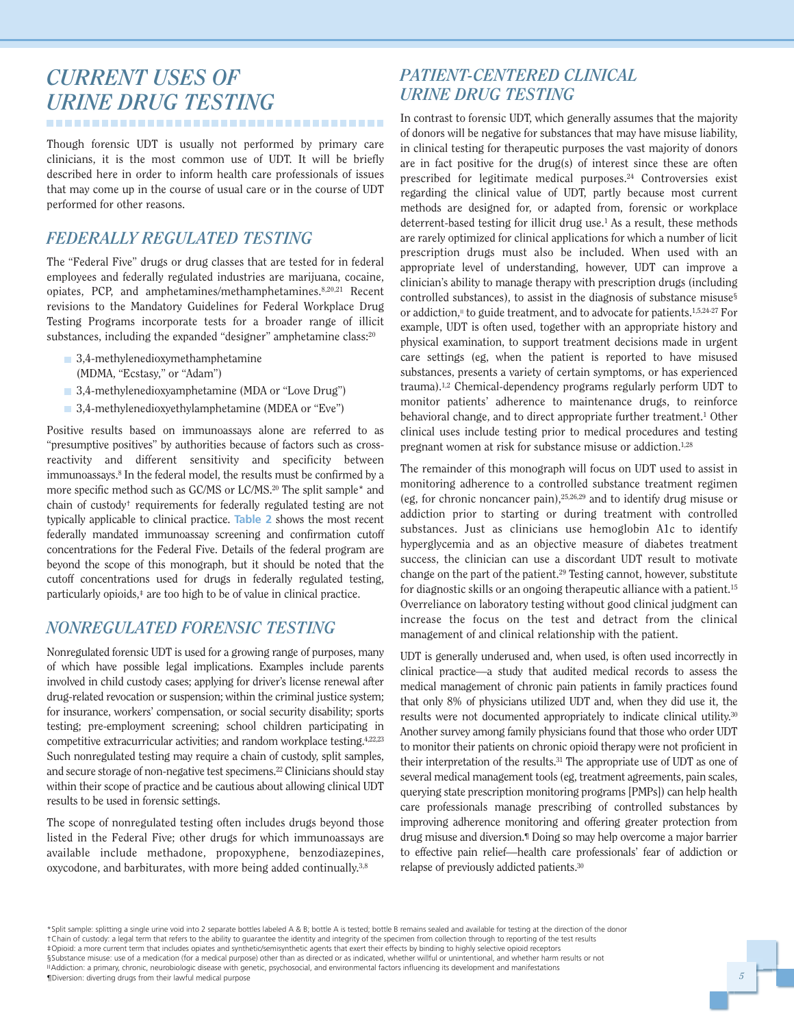# CURRENT USES OF URINE DRUG TESTING

Though forensic UDT is usually not performed by primary care clinicians, it is the most common use of UDT. It will be briefly described here in order to inform health care professionals of issues that may come up in the course of usual care or in the course of UDT performed for other reasons.

## FEDERALLY REGULATED TESTING

The "Federal Five" drugs or drug classes that are tested for in federal employees and federally regulated industries are marijuana, cocaine, opiates, PCP, and amphetamines/methamphetamines.[8,20,21] Recent revisions to the Mandatory Guidelines for Federal Workplace Drug Testing Programs incorporate tests for a broader range of illicit substances, including the expanded "designer" amphetamine class:[20]

- 3,4-methylenedioxymethamphetamine (MDMA, "Ecstasy," or "Adam")
- 3,4-methylenedioxyamphetamine (MDA or "Love Drug")
- 3,4-methylenedioxyethylamphetamine (MDEA or "Eve")

Positive results based on immunoassays alone are referred to as "presumptive positives" by authorities because of factors such as cross-reactivity and different sensitivity and specificity between immunoassays.[8] In the federal model, the results must be confirmed by a more specific method such as GC/MS or LC/MS.[20] The split sample* and chain of custody† requirements for federally regulated testing are not typically applicable to clinical practice. **Table 2** shows the most recent federally mandated immunoassay screening and confirmation cutoff concentrations for the Federal Five. Details of the federal program are beyond the scope of this monograph, but it should be noted that the cutoff concentrations used for drugs in federally regulated testing, particularly opioids,‡ are too high to be of value in clinical practice.

## NONREGULATED FORENSIC TESTING

Nonregulated forensic UDT is used for a growing range of purposes, many of which have possible legal implications. Examples include parents involved in child custody cases; applying for driver's license renewal after drug-related revocation or suspension; within the criminal justice system; for insurance, workers' compensation, or social security disability; sports testing; pre-employment screening; school children participating in competitive extracurricular activities; and random workplace testing.[4,22,23] Such nonregulated testing may require a chain of custody, split samples, and secure storage of non-negative test specimens.[22] Clinicians should stay within their scope of practice and be cautious about allowing clinical UDT results to be used in forensic settings.

The scope of nonregulated testing often includes drugs beyond those listed in the Federal Five; other drugs for which immunoassays are available include methadone, propoxyphene, benzodiazepines, oxycodone, and barbiturates, with more being added continually.[3,8]

## PATIENT-CENTERED CLINICAL URINE DRUG TESTING

In contrast to forensic UDT, which generally assumes that the majority of donors will be negative for substances that may have misuse liability, in clinical testing for therapeutic purposes the vast majority of donors are in fact positive for the drug(s) of interest since these are often prescribed for legitimate medical purposes.[24] Controversies exist regarding the clinical value of UDT, partly because most current methods are designed for, or adapted from, forensic or workplace deterrent-based testing for illicit drug use.[1] As a result, these methods are rarely optimized for clinical applications for which a number of licit prescription drugs must also be included. When used with an appropriate level of understanding, however, UDT can improve a clinician's ability to manage therapy with prescription drugs (including controlled substances), to assist in the diagnosis of substance misuse§ or addiction,‖ to guide treatment, and to advocate for patients.[1,5,24-27] For example, UDT is often used, together with an appropriate history and physical examination, to support treatment decisions made in urgent care settings (eg, when the patient is reported to have misused substances, presents a variety of certain symptoms, or has experienced trauma).[1,2] Chemical-dependency programs regularly perform UDT to monitor patients' adherence to maintenance drugs, to reinforce behavioral change, and to direct appropriate further treatment.[1] Other clinical uses include testing prior to medical procedures and testing pregnant women at risk for substance misuse or addiction.[1,28]

The remainder of this monograph will focus on UDT used to assist in monitoring adherence to a controlled substance treatment regimen (eg, for chronic noncancer pain),[25,26,29] and to identify drug misuse or addiction prior to starting or during treatment with controlled substances. Just as clinicians use hemoglobin A1c to identify hyperglycemia and as an objective measure of diabetes treatment success, the clinician can use a discordant UDT result to motivate change on the part of the patient.[29] Testing cannot, however, substitute for diagnostic skills or an ongoing therapeutic alliance with a patient.[15] Overreliance on laboratory testing without good clinical judgment can increase the focus on the test and detract from the clinical management of and clinical relationship with the patient.

UDT is generally underused and, when used, is often used incorrectly in clinical practice—a study that audited medical records to assess the medical management of chronic pain patients in family practices found that only 8% of physicians utilized UDT and, when they did use it, the results were not documented appropriately to indicate clinical utility.[30] Another survey among family physicians found that those who order UDT to monitor their patients on chronic opioid therapy were not proficient in their interpretation of the results.[31] The appropriate use of UDT as one of several medical management tools (eg, treatment agreements, pain scales, querying state prescription monitoring programs [PMPs]) can help health care professionals manage prescribing of controlled substances by improving adherence monitoring and offering greater protection from drug misuse and diversion.¶ Doing so may help overcome a major barrier to effective pain relief—health care professionals' fear of addiction or relapse of previously addicted patients.[30]

*Split sample: splitting a single urine void into 2 separate bottles labeled A & B; bottle A is tested; bottle B remains sealed and available for testing at the direction of the donor
†Chain of custody: a legal term that refers to the ability to guarantee the identity and integrity of the specimen from collection through to reporting of the test results
‡Opioid: a more current term that includes opiates and synthetic/semisynthetic agents that exert their effects by binding to highly selective opioid receptors
§Substance misuse: use of a medication (for a medical purpose) other than as directed or as indicated, whether willful or unintentional, and whether harm results or not
‖Addiction: a primary, chronic, neurobiologic disease with genetic, psychosocial, and environmental factors influencing its development and manifestations
¶Diversion: diverting drugs from their lawful medical purpose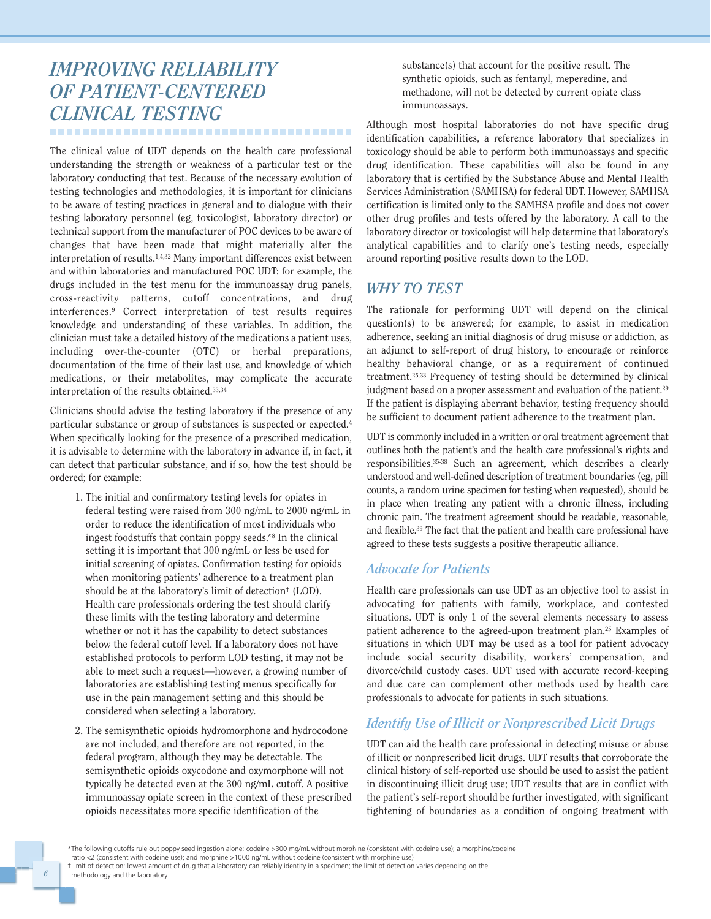## IMPROVING RELIABILITY OF PATIENT-CENTERED CLINICAL TESTING

The clinical value of UDT depends on the health care professional understanding the strength or weakness of a particular test or the laboratory conducting that test. Because of the necessary evolution of testing technologies and methodologies, it is important for clinicians to be aware of testing practices in general and to dialogue with their testing laboratory personnel (eg, toxicologist, laboratory director) or technical support from the manufacturer of POC devices to be aware of changes that have been made that might materially alter the interpretation of results.[1,4,32] Many important differences exist between and within laboratories and manufactured POC UDT: for example, the drugs included in the test menu for the immunoassay drug panels, cross-reactivity patterns, cutoff concentrations, and drug interferences.[9] Correct interpretation of test results requires knowledge and understanding of these variables. In addition, the clinician must take a detailed history of the medications a patient uses, including over-the-counter (OTC) or herbal preparations, documentation of the time of their last use, and knowledge of which medications, or their metabolites, may complicate the accurate interpretation of the results obtained.[33,34]

Clinicians should advise the testing laboratory if the presence of any particular substance or group of substances is suspected or expected.[4] When specifically looking for the presence of a prescribed medication, it is advisable to determine with the laboratory in advance if, in fact, it can detect that particular substance, and if so, how the test should be ordered; for example:

1. The initial and confirmatory testing levels for opiates in federal testing were raised from 300 ng/mL to 2000 ng/mL in order to reduce the identification of most individuals who ingest foodstuffs that contain poppy seeds.*[8] In the clinical setting it is important that 300 ng/mL or less be used for initial screening of opiates. Confirmation testing for opioids when monitoring patients' adherence to a treatment plan should be at the laboratory's limit of detection† (LOD). Health care professionals ordering the test should clarify these limits with the testing laboratory and determine whether or not it has the capability to detect substances below the federal cutoff level. If a laboratory does not have established protocols to perform LOD testing, it may not be able to meet such a request—however, a growing number of laboratories are establishing testing menus specifically for use in the pain management setting and this should be considered when selecting a laboratory.

2. The semisynthetic opioids hydromorphone and hydrocodone are not included, and therefore are not reported, in the federal program, although they may be detectable. The semisynthetic opioids oxycodone and oxymorphone will not typically be detected even at the 300 ng/mL cutoff. A positive immunoassay opiate screen in the context of these prescribed opioids necessitates more specific identification of the substance(s) that account for the positive result. The synthetic opioids, such as fentanyl, meperedine, and methadone, will not be detected by current opiate class immunoassays.

Although most hospital laboratories do not have specific drug identification capabilities, a reference laboratory that specializes in toxicology should be able to perform both immunoassays and specific drug identification. These capabilities will also be found in any laboratory that is certified by the Substance Abuse and Mental Health Services Administration (SAMHSA) for federal UDT. However, SAMHSA certification is limited only to the SAMHSA profile and does not cover other drug profiles and tests offered by the laboratory. A call to the laboratory director or toxicologist will help determine that laboratory's analytical capabilities and to clarify one's testing needs, especially around reporting positive results down to the LOD.

## WHY TO TEST

The rationale for performing UDT will depend on the clinical question(s) to be answered; for example, to assist in medication adherence, seeking an initial diagnosis of drug misuse or addiction, as an adjunct to self-report of drug history, to encourage or reinforce healthy behavioral change, or as a requirement of continued treatment.[25,33] Frequency of testing should be determined by clinical judgment based on a proper assessment and evaluation of the patient.[29] If the patient is displaying aberrant behavior, testing frequency should be sufficient to document patient adherence to the treatment plan.

UDT is commonly included in a written or oral treatment agreement that outlines both the patient's and the health care professional's rights and responsibilities.[35-38] Such an agreement, which describes a clearly understood and well-defined description of treatment boundaries (eg, pill counts, a random urine specimen for testing when requested), should be in place when treating any patient with a chronic illness, including chronic pain. The treatment agreement should be readable, reasonable, and flexible.[39] The fact that the patient and health care professional have agreed to these tests suggests a positive therapeutic alliance.

### *Advocate for Patients*

Health care professionals can use UDT as an objective tool to assist in advocating for patients with family, workplace, and contested situations. UDT is only 1 of the several elements necessary to assess patient adherence to the agreed-upon treatment plan.[25] Examples of situations in which UDT may be used as a tool for patient advocacy include social security disability, workers' compensation, and divorce/child custody cases. UDT used with accurate record-keeping and due care can complement other methods used by health care professionals to advocate for patients in such situations.

### *Identify Use of Illicit or Nonprescribed Licit Drugs*

UDT can aid the health care professional in detecting misuse or abuse of illicit or nonprescribed licit drugs. UDT results that corroborate the clinical history of self-reported use should be used to assist the patient in discontinuing illicit drug use; UDT results that are in conflict with the patient's self-report should be further investigated, with significant tightening of boundaries as a condition of ongoing treatment with

*The following cutoffs rule out poppy seed ingestion alone: codeine >300 mg/mL without morphine (consistent with codeine use); a morphine/codeine ratio <2 (consistent with codeine use); and morphine >1000 ng/mL without codeine (consistent with morphine use)

†Limit of detection: lowest amount of drug that a laboratory can reliably identify in a specimen; the limit of detection varies depending on the methodology and the laboratory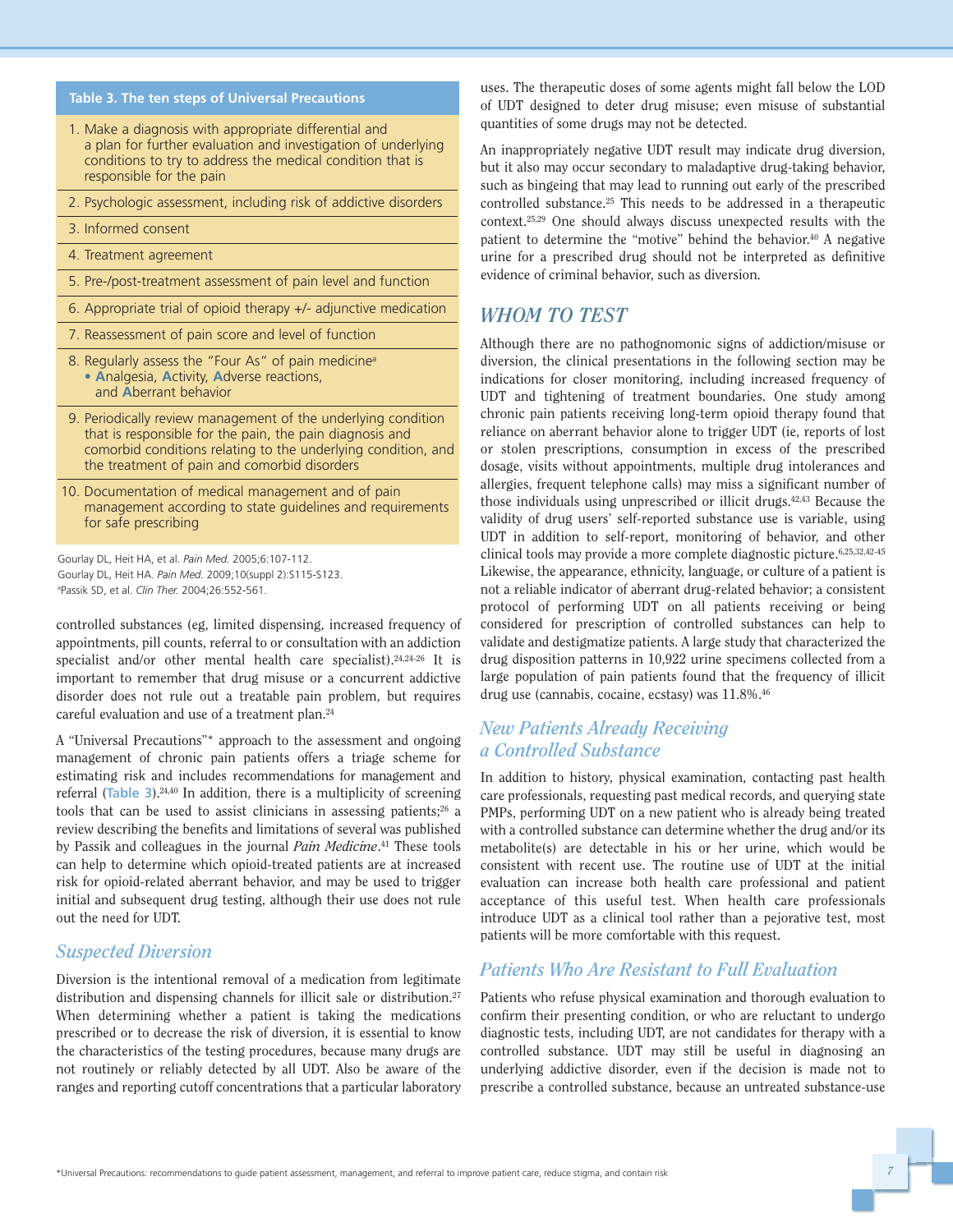**Table 3. The ten steps of Universal Precautions**

| |
|---|
| 1. Make a diagnosis with appropriate differential and a plan for further evaluation and investigation of underlying conditions to try to address the medical condition that is responsible for the pain |
| 2. Psychologic assessment, including risk of addictive disorders |
| 3. Informed consent |
| 4. Treatment agreement |
| 5. Pre-/post-treatment assessment of pain level and function |
| 6. Appropriate trial of opioid therapy +/- adjunctive medication |
| 7. Reassessment of pain score and level of function |
| 8. Regularly assess the "Four As" of pain medicine[a] • **A**nalgesia, **A**ctivity, **A**dverse reactions, and **A**berrant behavior |
| 9. Periodically review management of the underlying condition that is responsible for the pain, the pain diagnosis and comorbid conditions relating to the underlying condition, and the treatment of pain and comorbid disorders |
| 10. Documentation of medical management and of pain management according to state guidelines and requirements for safe prescribing |

Gourlay DL, Heit HA, et al. *Pain Med.* 2005;6:107-112.
Gourlay DL, Heit HA. *Pain Med.* 2009;10(suppl 2):S115-S123.
[a]Passik SD, et al. *Clin Ther.* 2004;26:552-561.

controlled substances (eg, limited dispensing, increased frequency of appointments, pill counts, referral to or consultation with an addiction specialist and/or other mental health care specialist).[24,24-26] It is important to remember that drug misuse or a concurrent addictive disorder does not rule out a treatable pain problem, but requires careful evaluation and use of a treatment plan.[24]

A "Universal Precautions"* approach to the assessment and ongoing management of chronic pain patients offers a triage scheme for estimating risk and includes recommendations for management and referral (Table 3).[24,40] In addition, there is a multiplicity of screening tools that can be used to assist clinicians in assessing patients;[26] a review describing the benefits and limitations of several was published by Passik and colleagues in the journal *Pain Medicine*.[41] These tools can help to determine which opioid-treated patients are at increased risk for opioid-related aberrant behavior, and may be used to trigger initial and subsequent drug testing, although their use does not rule out the need for UDT.

### *Suspected Diversion*

Diversion is the intentional removal of a medication from legitimate distribution and dispensing channels for illicit sale or distribution.[27] When determining whether a patient is taking the medications prescribed or to decrease the risk of diversion, it is essential to know the characteristics of the testing procedures, because many drugs are not routinely or reliably detected by all UDT. Also be aware of the ranges and reporting cutoff concentrations that a particular laboratory uses. The therapeutic doses of some agents might fall below the LOD of UDT designed to deter drug misuse; even misuse of substantial quantities of some drugs may not be detected.

An inappropriately negative UDT result may indicate drug diversion, but it also may occur secondary to maladaptive drug-taking behavior, such as bingeing that may lead to running out early of the prescribed controlled substance.[25] This needs to be addressed in a therapeutic context.[25,29] One should always discuss unexpected results with the patient to determine the "motive" behind the behavior.[40] A negative urine for a prescribed drug should not be interpreted as definitive evidence of criminal behavior, such as diversion.

## *WHOM TO TEST*

Although there are no pathognomonic signs of addiction/misuse or diversion, the clinical presentations in the following section may be indications for closer monitoring, including increased frequency of UDT and tightening of treatment boundaries. One study among chronic pain patients receiving long-term opioid therapy found that reliance on aberrant behavior alone to trigger UDT (ie, reports of lost or stolen prescriptions, consumption in excess of the prescribed dosage, visits without appointments, multiple drug intolerances and allergies, frequent telephone calls) may miss a significant number of those individuals using unprescribed or illicit drugs.[42,43] Because the validity of drug users' self-reported substance use is variable, using UDT in addition to self-report, monitoring of behavior, and other clinical tools may provide a more complete diagnostic picture.[6,25,32,42-45] Likewise, the appearance, ethnicity, language, or culture of a patient is not a reliable indicator of aberrant drug-related behavior; a consistent protocol of performing UDT on all patients receiving or being considered for prescription of controlled substances can help to validate and destigmatize patients. A large study that characterized the drug disposition patterns in 10,922 urine specimens collected from a large population of pain patients found that the frequency of illicit drug use (cannabis, cocaine, ecstasy) was 11.8%.[46]

### *New Patients Already Receiving a Controlled Substance*

In addition to history, physical examination, contacting past health care professionals, requesting past medical records, and querying state PMPs, performing UDT on a new patient who is already being treated with a controlled substance can determine whether the drug and/or its metabolite(s) are detectable in his or her urine, which would be consistent with recent use. The routine use of UDT at the initial evaluation can increase both health care professional and patient acceptance of this useful test. When health care professionals introduce UDT as a clinical tool rather than a pejorative test, most patients will be more comfortable with this request.

### *Patients Who Are Resistant to Full Evaluation*

Patients who refuse physical examination and thorough evaluation to confirm their presenting condition, or who are reluctant to undergo diagnostic tests, including UDT, are not candidates for therapy with a controlled substance. UDT may still be useful in diagnosing an underlying addictive disorder, even if the decision is made not to prescribe a controlled substance, because an untreated substance-use

*Universal Precautions: recommendations to guide patient assessment, management, and referral to improve patient care, reduce stigma, and contain risk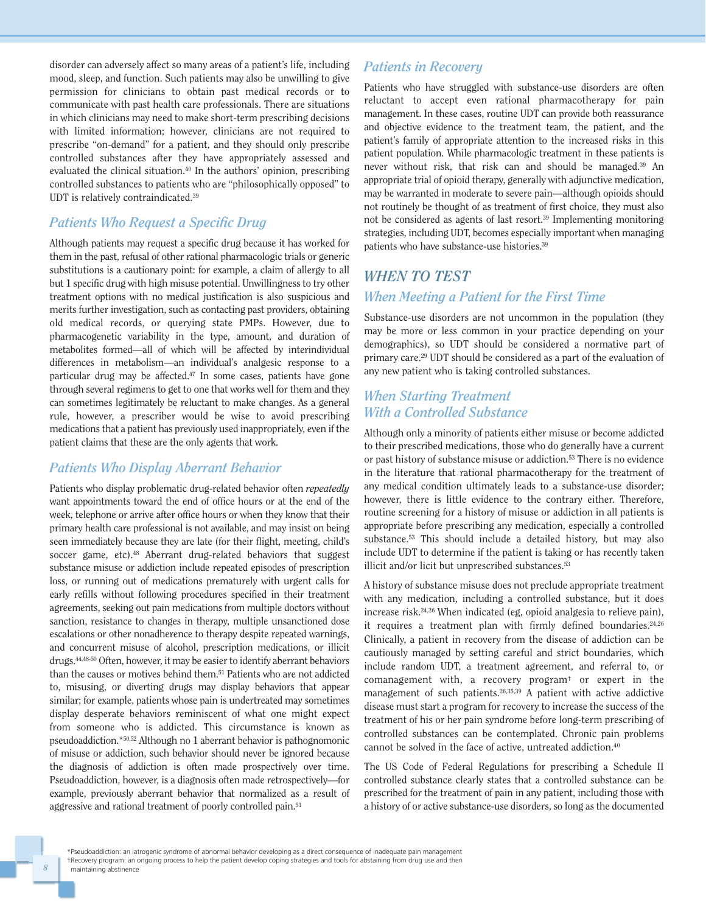disorder can adversely affect so many areas of a patient's life, including mood, sleep, and function. Such patients may also be unwilling to give permission for clinicians to obtain past medical records or to communicate with past health care professionals. There are situations in which clinicians may need to make short-term prescribing decisions with limited information; however, clinicians are not required to prescribe "on-demand" for a patient, and they should only prescribe controlled substances after they have appropriately assessed and evaluated the clinical situation.[40] In the authors' opinion, prescribing controlled substances to patients who are "philosophically opposed" to UDT is relatively contraindicated.[39]

### *Patients Who Request a Specific Drug*

Although patients may request a specific drug because it has worked for them in the past, refusal of other rational pharmacologic trials or generic substitutions is a cautionary point: for example, a claim of allergy to all but 1 specific drug with high misuse potential. Unwillingness to try other treatment options with no medical justification is also suspicious and merits further investigation, such as contacting past providers, obtaining old medical records, or querying state PMPs. However, due to pharmacogenetic variability in the type, amount, and duration of metabolites formed—all of which will be affected by interindividual differences in metabolism—an individual's analgesic response to a particular drug may be affected.[47] In some cases, patients have gone through several regimens to get to one that works well for them and they can sometimes legitimately be reluctant to make changes. As a general rule, however, a prescriber would be wise to avoid prescribing medications that a patient has previously used inappropriately, even if the patient claims that these are the only agents that work.

### *Patients Who Display Aberrant Behavior*

Patients who display problematic drug-related behavior often *repeatedly* want appointments toward the end of office hours or at the end of the week, telephone or arrive after office hours or when they know that their primary health care professional is not available, and may insist on being seen immediately because they are late (for their flight, meeting, child's soccer game, etc).[48] Aberrant drug-related behaviors that suggest substance misuse or addiction include repeated episodes of prescription loss, or running out of medications prematurely with urgent calls for early refills without following procedures specified in their treatment agreements, seeking out pain medications from multiple doctors without sanction, resistance to changes in therapy, multiple unsanctioned dose escalations or other nonadherence to therapy despite repeated warnings, and concurrent misuse of alcohol, prescription medications, or illicit drugs.[44,48-50] Often, however, it may be easier to identify aberrant behaviors than the causes or motives behind them.[51] Patients who are not addicted to, misusing, or diverting drugs may display behaviors that appear similar; for example, patients whose pain is undertreated may sometimes display desperate behaviors reminiscent of what one might expect from someone who is addicted. This circumstance is known as pseudoaddiction.*[50,52] Although no 1 aberrant behavior is pathognomonic of misuse or addiction, such behavior should never be ignored because the diagnosis of addiction is often made prospectively over time. Pseudoaddiction, however, is a diagnosis often made retrospectively—for example, previously aberrant behavior that normalized as a result of aggressive and rational treatment of poorly controlled pain.[51]

### *Patients in Recovery*

Patients who have struggled with substance-use disorders are often reluctant to accept even rational pharmacotherapy for pain management. In these cases, routine UDT can provide both reassurance and objective evidence to the treatment team, the patient, and the patient's family of appropriate attention to the increased risks in this patient population. While pharmacologic treatment in these patients is never without risk, that risk can and should be managed.[39] An appropriate trial of opioid therapy, generally with adjunctive medication, may be warranted in moderate to severe pain—although opioids should not routinely be thought of as treatment of first choice, they must also not be considered as agents of last resort.[39] Implementing monitoring strategies, including UDT, becomes especially important when managing patients who have substance-use histories.[39]

## *WHEN TO TEST*

### *When Meeting a Patient for the First Time*

Substance-use disorders are not uncommon in the population (they may be more or less common in your practice depending on your demographics), so UDT should be considered a normative part of primary care.[29] UDT should be considered as a part of the evaluation of any new patient who is taking controlled substances.

### *When Starting Treatment With a Controlled Substance*

Although only a minority of patients either misuse or become addicted to their prescribed medications, those who do generally have a current or past history of substance misuse or addiction.[53] There is no evidence in the literature that rational pharmacotherapy for the treatment of any medical condition ultimately leads to a substance-use disorder; however, there is little evidence to the contrary either. Therefore, routine screening for a history of misuse or addiction in all patients is appropriate before prescribing any medication, especially a controlled substance.[53] This should include a detailed history, but may also include UDT to determine if the patient is taking or has recently taken illicit and/or licit but unprescribed substances.[53]

A history of substance misuse does not preclude appropriate treatment with any medication, including a controlled substance, but it does increase risk.[24,26] When indicated (eg, opioid analgesia to relieve pain), it requires a treatment plan with firmly defined boundaries.[24,26] Clinically, a patient in recovery from the disease of addiction can be cautiously managed by setting careful and strict boundaries, which include random UDT, a treatment agreement, and referral to, or comanagement with, a recovery program† or expert in the management of such patients.[26,35,39] A patient with active addictive disease must start a program for recovery to increase the success of the treatment of his or her pain syndrome before long-term prescribing of controlled substances can be contemplated. Chronic pain problems cannot be solved in the face of active, untreated addiction.[40]

The US Code of Federal Regulations for prescribing a Schedule II controlled substance clearly states that a controlled substance can be prescribed for the treatment of pain in any patient, including those with a history of or active substance-use disorders, so long as the documented

*Pseudoaddiction: an iatrogenic syndrome of abnormal behavior developing as a direct consequence of inadequate pain management
†Recovery program: an ongoing process to help the patient develop coping strategies and tools for abstaining from drug use and then maintaining abstinence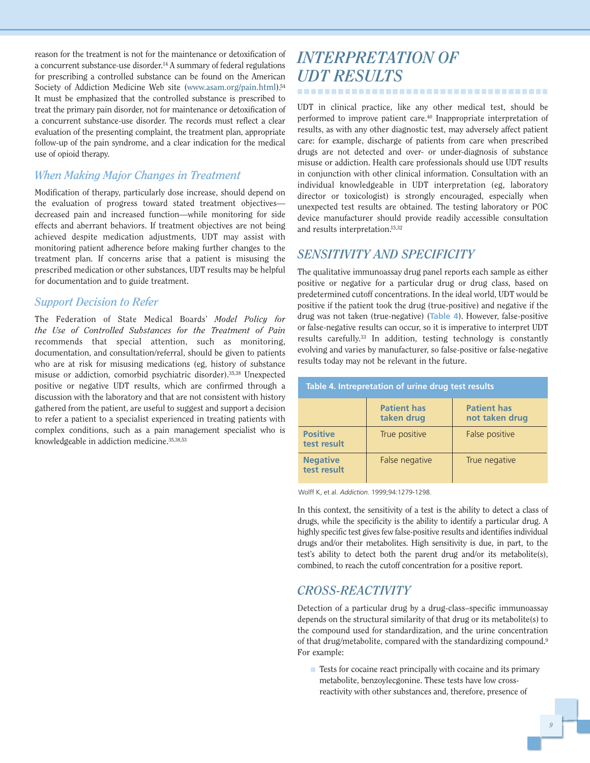reason for the treatment is not for the maintenance or detoxification of a concurrent substance-use disorder.[14] A summary of federal regulations for prescribing a controlled substance can be found on the American Society of Addiction Medicine Web site (www.asam.org/pain.html).[54] It must be emphasized that the controlled substance is prescribed to treat the primary pain disorder, not for maintenance or detoxification of a concurrent substance-use disorder. The records must reflect a clear evaluation of the presenting complaint, the treatment plan, appropriate follow-up of the pain syndrome, and a clear indication for the medical use of opioid therapy.

### *When Making Major Changes in Treatment*

Modification of therapy, particularly dose increase, should depend on the evaluation of progress toward stated treatment objectives—decreased pain and increased function—while monitoring for side effects and aberrant behaviors. If treatment objectives are not being achieved despite medication adjustments, UDT may assist with monitoring patient adherence before making further changes to the treatment plan. If concerns arise that a patient is misusing the prescribed medication or other substances, UDT results may be helpful for documentation and to guide treatment.

### *Support Decision to Refer*

The Federation of State Medical Boards' *Model Policy for the Use of Controlled Substances for the Treatment of Pain* recommends that special attention, such as monitoring, documentation, and consultation/referral, should be given to patients who are at risk for misusing medications (eg, history of substance misuse or addiction, comorbid psychiatric disorder).[35,38] Unexpected positive or negative UDT results, which are confirmed through a discussion with the laboratory and that are not consistent with history gathered from the patient, are useful to suggest and support a decision to refer a patient to a specialist experienced in treating patients with complex conditions, such as a pain management specialist who is knowledgeable in addiction medicine.[35,38,53]

## *INTERPRETATION OF UDT RESULTS*

UDT in clinical practice, like any other medical test, should be performed to improve patient care.[40] Inappropriate interpretation of results, as with any other diagnostic test, may adversely affect patient care: for example, discharge of patients from care when prescribed drugs are not detected and over- or under-diagnosis of substance misuse or addiction. Health care professionals should use UDT results in conjunction with other clinical information. Consultation with an individual knowledgeable in UDT interpretation (eg, laboratory director or toxicologist) is strongly encouraged, especially when unexpected test results are obtained. The testing laboratory or POC device manufacturer should provide readily accessible consultation and results interpretation.[15,32]

## *SENSITIVITY AND SPECIFICITY*

The qualitative immunoassay drug panel reports each sample as either positive or negative for a particular drug or drug class, based on predetermined cutoff concentrations. In the ideal world, UDT would be positive if the patient took the drug (true-positive) and negative if the drug was not taken (true-negative) (Table 4). However, false-positive or false-negative results can occur, so it is imperative to interpret UDT results carefully.[33] In addition, testing technology is constantly evolving and varies by manufacturer, so false-positive or false-negative results today may not be relevant in the future.

**Table 4. Intrepretation of urine drug test results**

| | Patient has taken drug | Patient has not taken drug |
|---|---|---|
| **Positive test result** | True positive | False positive |
| **Negative test result** | False negative | True negative |

Wolff K, et al. *Addiction*. 1999;94:1279-1298.

In this context, the sensitivity of a test is the ability to detect a class of drugs, while the specificity is the ability to identify a particular drug. A highly specific test gives few false-positive results and identifies individual drugs and/or their metabolites. High sensitivity is due, in part, to the test's ability to detect both the parent drug and/or its metabolite(s), combined, to reach the cutoff concentration for a positive report.

## *CROSS-REACTIVITY*

Detection of a particular drug by a drug-class–specific immunoassay depends on the structural similarity of that drug or its metabolite(s) to the compound used for standardization, and the urine concentration of that drug/metabolite, compared with the standardizing compound.[9] For example:

- Tests for cocaine react principally with cocaine and its primary metabolite, benzoylecgonine. These tests have low cross-reactivity with other substances and, therefore, presence of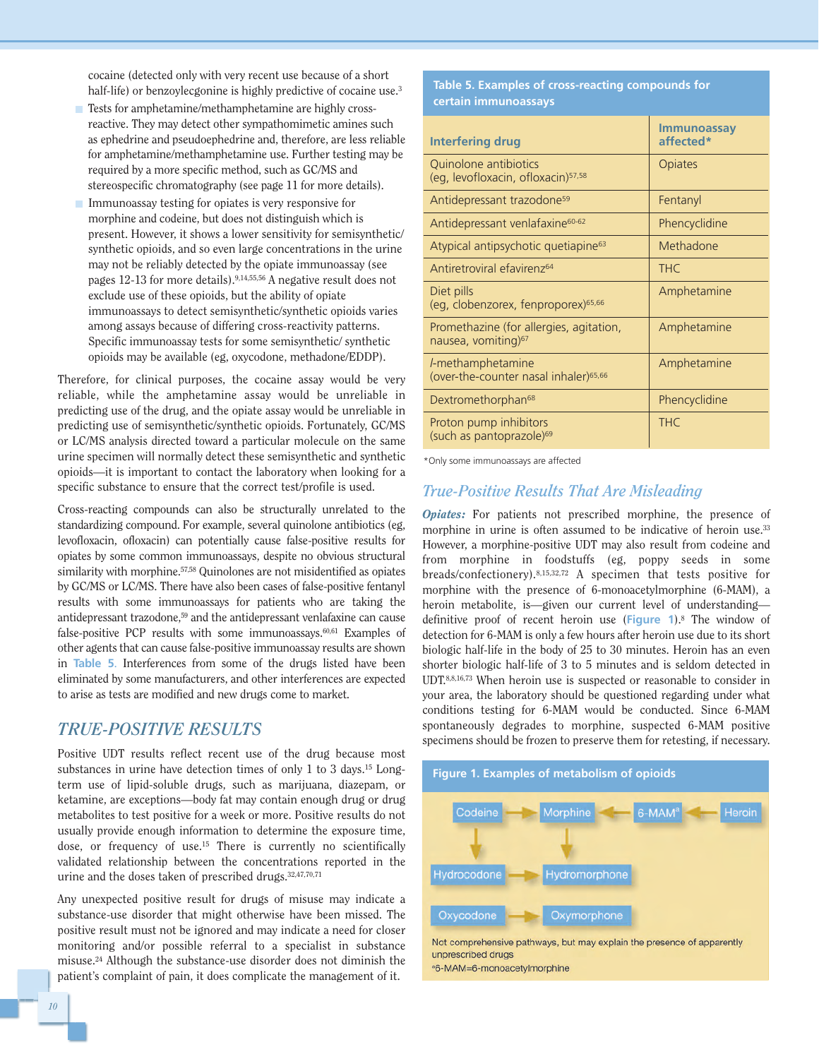- cocaine (detected only with very recent use because of a short half-life) or benzoylecgonine is highly predictive of cocaine use.[3]
- Tests for amphetamine/methamphetamine are highly cross-reactive. They may detect other sympathomimetic amines such as ephedrine and pseudoephedrine and, therefore, are less reliable for amphetamine/methamphetamine use. Further testing may be required by a more specific method, such as GC/MS and stereospecific chromatography (see page 11 for more details).
- Immunoassay testing for opiates is very responsive for morphine and codeine, but does not distinguish which is present. However, it shows a lower sensitivity for semisynthetic/synthetic opioids, and so even large concentrations in the urine may not be reliably detected by the opiate immunoassay (see pages 12-13 for more details).[9,14,55,56] A negative result does not exclude use of these opioids, but the ability of opiate immunoassays to detect semisynthetic/synthetic opioids varies among assays because of differing cross-reactivity patterns. Specific immunoassay tests for some semisynthetic/ synthetic opioids may be available (eg, oxycodone, methadone/EDDP).

Therefore, for clinical purposes, the cocaine assay would be very reliable, while the amphetamine assay would be unreliable in predicting use of the drug, and the opiate assay would be unreliable in predicting use of semisynthetic/synthetic opioids. Fortunately, GC/MS or LC/MS analysis directed toward a particular molecule on the same urine specimen will normally detect these semisynthetic and synthetic opioids—it is important to contact the laboratory when looking for a specific substance to ensure that the correct test/profile is used.

Cross-reacting compounds can also be structurally unrelated to the standardizing compound. For example, several quinolone antibiotics (eg, levofloxacin, ofloxacin) can potentially cause false-positive results for opiates by some common immunoassays, despite no obvious structural similarity with morphine.[57,58] Quinolones are not misidentified as opiates by GC/MS or LC/MS. There have also been cases of false-positive fentanyl results with some immunoassays for patients who are taking the antidepressant trazodone,[59] and the antidepressant venlafaxine can cause false-positive PCP results with some immunoassays.[60,61] Examples of other agents that can cause false-positive immunoassay results are shown in Table 5. Interferences from some of the drugs listed have been eliminated by some manufacturers, and other interferences are expected to arise as tests are modified and new drugs come to market.

## TRUE-POSITIVE RESULTS

Positive UDT results reflect recent use of the drug because most substances in urine have detection times of only 1 to 3 days.[15] Long-term use of lipid-soluble drugs, such as marijuana, diazepam, or ketamine, are exceptions—body fat may contain enough drug or drug metabolites to test positive for a week or more. Positive results do not usually provide enough information to determine the exposure time, dose, or frequency of use.[15] There is currently no scientifically validated relationship between the concentrations reported in the urine and the doses taken of prescribed drugs.[32,47,70,71]

Any unexpected positive result for drugs of misuse may indicate a substance-use disorder that might otherwise have been missed. The positive result must not be ignored and may indicate a need for closer monitoring and/or possible referral to a specialist in substance misuse.[24] Although the substance-use disorder does not diminish the patient's complaint of pain, it does complicate the management of it.

**Table 5. Examples of cross-reacting compounds for certain immunoassays**

| Interfering drug | Immunoassay affected* |
|---|---|
| Quinolone antibiotics (eg, levofloxacin, ofloxacin)[57,58] | Opiates |
| Antidepressant trazodone[59] | Fentanyl |
| Antidepressant venlafaxine[60-62] | Phencyclidine |
| Atypical antipsychotic quetiapine[63] | Methadone |
| Antiretroviral efavirenz[64] | THC |
| Diet pills (eg, clobenzorex, fenproporex)[65,66] | Amphetamine |
| Promethazine (for allergies, agitation, nausea, vomiting)[67] | Amphetamine |
| *l*-methamphetamine (over-the-counter nasal inhaler)[65,66] | Amphetamine |
| Dextromethorphan[68] | Phencyclidine |
| Proton pump inhibitors (such as pantoprazole)[69] | THC |

*Only some immunoassays are affected

### True-Positive Results That Are Misleading

***Opiates:*** For patients not prescribed morphine, the presence of morphine in urine is often assumed to be indicative of heroin use.[33] However, a morphine-positive UDT may also result from codeine and from morphine in foodstuffs (eg, poppy seeds in some breads/confectionery).[8,15,32,72] A specimen that tests positive for morphine with the presence of 6-monoacetylmorphine (6-MAM), a heroin metabolite, is—given our current level of understanding—definitive proof of recent heroin use (Figure 1).[8] The window of detection for 6-MAM is only a few hours after heroin use due to its short biologic half-life in the body of 25 to 30 minutes. Heroin has an even shorter biologic half-life of 3 to 5 minutes and is seldom detected in UDT.[8,8,16,73] When heroin use is suspected or reasonable to consider in your area, the laboratory should be questioned regarding under what conditions testing for 6-MAM would be conducted. Since 6-MAM spontaneously degrades to morphine, suspected 6-MAM positive specimens should be frozen to preserve them for retesting, if necessary.

**Figure 1. Examples of metabolism of opioids**

Codeine → Morphine ← 6-MAM[a] ← Heroin

Codeine → Hydrocodone → Hydromorphone

Morphine → Hydromorphone

Oxycodone → Oxymorphone

Not comprehensive pathways, but may explain the presence of apparently unprescribed drugs

[a]6-MAM=6-monoacetylmorphine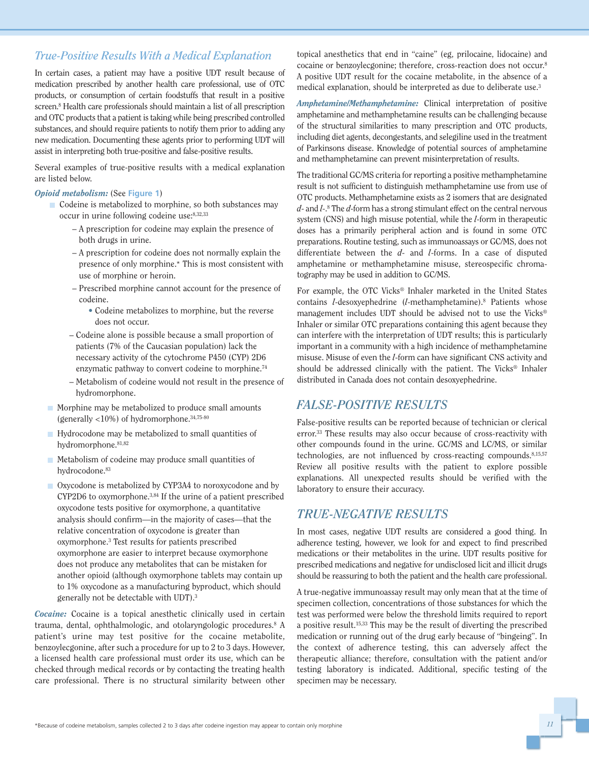## *True-Positive Results With a Medical Explanation*

In certain cases, a patient may have a positive UDT result because of medication prescribed by another health care professional, use of OTC products, or consumption of certain foodstuffs that result in a positive screen.[8] Health care professionals should maintain a list of all prescription and OTC products that a patient is taking while being prescribed controlled substances, and should require patients to notify them prior to adding any new medication. Documenting these agents prior to performing UDT will assist in interpreting both true-positive and false-positive results.

Several examples of true-positive results with a medical explanation are listed below.

***Opioid metabolism:*** (See Figure 1)

- Codeine is metabolized to morphine, so both substances may occur in urine following codeine use:[8,32,33]
  - A prescription for codeine may explain the presence of both drugs in urine.
  - A prescription for codeine does not normally explain the presence of only morphine.* This is most consistent with use of morphine or heroin.
  - Prescribed morphine cannot account for the presence of codeine.
    - Codeine metabolizes to morphine, but the reverse does not occur.
  - Codeine alone is possible because a small proportion of patients (7% of the Caucasian population) lack the necessary activity of the cytochrome P450 (CYP) 2D6 enzymatic pathway to convert codeine to morphine.[74]
  - Metabolism of codeine would not result in the presence of hydromorphone.
- Morphine may be metabolized to produce small amounts (generally <10%) of hydromorphone.[34,75-80]
- Hydrocodone may be metabolized to small quantities of hydromorphone.[81,82]
- Metabolism of codeine may produce small quantities of hydrocodone.[83]
- Oxycodone is metabolized by CYP3A4 to noroxycodone and by CYP2D6 to oxymorphone.[3,84] If the urine of a patient prescribed oxycodone tests positive for oxymorphone, a quantitative analysis should confirm—in the majority of cases—that the relative concentration of oxycodone is greater than oxymorphone.[3] Test results for patients prescribed oxymorphone are easier to interpret because oxymorphone does not produce any metabolites that can be mistaken for another opioid (although oxymorphone tablets may contain up to 1% oxycodone as a manufacturing byproduct, which should generally not be detectable with UDT).[3]

***Cocaine:*** Cocaine is a topical anesthetic clinically used in certain trauma, dental, ophthalmologic, and otolaryngologic procedures.[8] A patient's urine may test positive for the cocaine metabolite, benzoylecgonine, after such a procedure for up to 2 to 3 days. However, a licensed health care professional must order its use, which can be checked through medical records or by contacting the treating health care professional. There is no structural similarity between other topical anesthetics that end in "caine" (eg, prilocaine, lidocaine) and cocaine or benzoylecgonine; therefore, cross-reaction does not occur.[8] A positive UDT result for the cocaine metabolite, in the absence of a medical explanation, should be interpreted as due to deliberate use.[3]

***Amphetamine/Methamphetamine:*** Clinical interpretation of positive amphetamine and methamphetamine results can be challenging because of the structural similarities to many prescription and OTC products, including diet agents, decongestants, and selegiline used in the treatment of Parkinsons disease. Knowledge of potential sources of amphetamine and methamphetamine can prevent misinterpretation of results.

The traditional GC/MS criteria for reporting a positive methamphetamine result is not sufficient to distinguish methamphetamine use from use of OTC products. Methamphetamine exists as 2 isomers that are designated *d*- and *l*-.[8] The *d*-form has a strong stimulant effect on the central nervous system (CNS) and high misuse potential, while the *l*-form in therapeutic doses has a primarily peripheral action and is found in some OTC preparations. Routine testing, such as immunoassays or GC/MS, does not differentiate between the *d*- and *l*-forms. In a case of disputed amphetamine or methamphetamine misuse, stereospecific chromatography may be used in addition to GC/MS.

For example, the OTC Vicks® Inhaler marketed in the United States contains *l*-desoxyephedrine (*l*-methamphetamine).[8] Patients whose management includes UDT should be advised not to use the Vicks® Inhaler or similar OTC preparations containing this agent because they can interfere with the interpretation of UDT results; this is particularly important in a community with a high incidence of methamphetamine misuse. Misuse of even the *l*-form can have significant CNS activity and should be addressed clinically with the patient. The Vicks® Inhaler distributed in Canada does not contain desoxyephedrine.

## *FALSE-POSITIVE RESULTS*

False-positive results can be reported because of technician or clerical error.[33] These results may also occur because of cross-reactivity with other compounds found in the urine. GC/MS and LC/MS, or similar technologies, are not influenced by cross-reacting compounds.[8,15,57] Review all positive results with the patient to explore possible explanations. All unexpected results should be verified with the laboratory to ensure their accuracy.

## *TRUE-NEGATIVE RESULTS*

In most cases, negative UDT results are considered a good thing. In adherence testing, however, we look for and expect to find prescribed medications or their metabolites in the urine. UDT results positive for prescribed medications and negative for undisclosed licit and illicit drugs should be reassuring to both the patient and the health care professional.

A true-negative immunoassay result may only mean that at the time of specimen collection, concentrations of those substances for which the test was performed were below the threshold limits required to report a positive result.[15,33] This may be the result of diverting the prescribed medication or running out of the drug early because of "bingeing". In the context of adherence testing, this can adversely affect the therapeutic alliance; therefore, consultation with the patient and/or testing laboratory is indicated. Additional, specific testing of the specimen may be necessary.

*Because of codeine metabolism, samples collected 2 to 3 days after codeine ingestion may appear to contain only morphine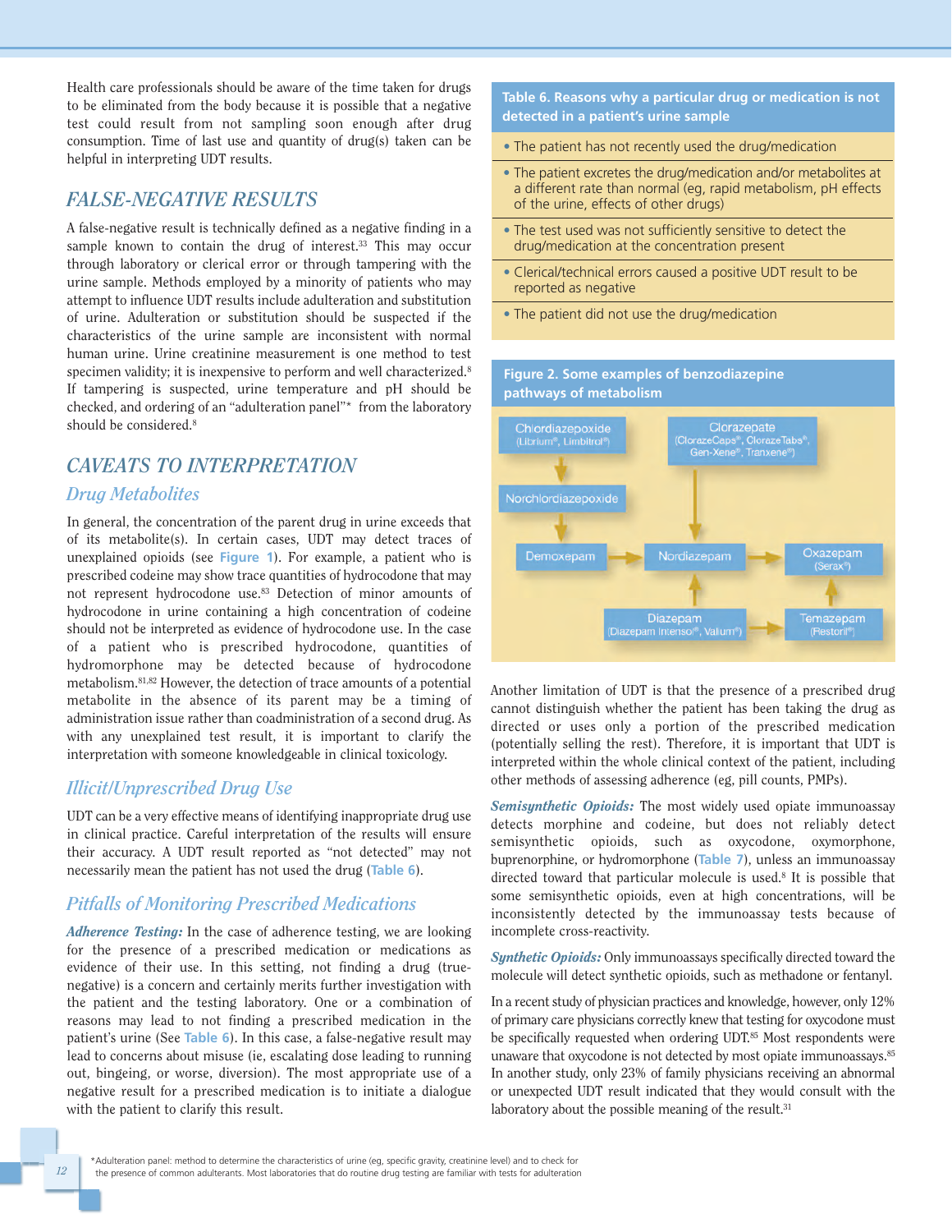Health care professionals should be aware of the time taken for drugs to be eliminated from the body because it is possible that a negative test could result from not sampling soon enough after drug consumption. Time of last use and quantity of drug(s) taken can be helpful in interpreting UDT results.

## FALSE-NEGATIVE RESULTS

A false-negative result is technically defined as a negative finding in a sample known to contain the drug of interest.[33] This may occur through laboratory or clerical error or through tampering with the urine sample. Methods employed by a minority of patients who may attempt to influence UDT results include adulteration and substitution of urine. Adulteration or substitution should be suspected if the characteristics of the urine sample are inconsistent with normal human urine. Urine creatinine measurement is one method to test specimen validity; it is inexpensive to perform and well characterized.[8] If tampering is suspected, urine temperature and pH should be checked, and ordering of an "adulteration panel"* from the laboratory should be considered.[8]

## CAVEATS TO INTERPRETATION

### Drug Metabolites

In general, the concentration of the parent drug in urine exceeds that of its metabolite(s). In certain cases, UDT may detect traces of unexplained opioids (see **Figure 1**). For example, a patient who is prescribed codeine may show trace quantities of hydrocodone that may not represent hydrocodone use.[83] Detection of minor amounts of hydrocodone in urine containing a high concentration of codeine should not be interpreted as evidence of hydrocodone use. In the case of a patient who is prescribed hydrocodone, quantities of hydromorphone may be detected because of hydrocodone metabolism.[81,82] However, the detection of trace amounts of a potential metabolite in the absence of its parent may be a timing of administration issue rather than coadministration of a second drug. As with any unexplained test result, it is important to clarify the interpretation with someone knowledgeable in clinical toxicology.

### Illicit/Unprescribed Drug Use

UDT can be a very effective means of identifying inappropriate drug use in clinical practice. Careful interpretation of the results will ensure their accuracy. A UDT result reported as "not detected" may not necessarily mean the patient has not used the drug (**Table 6**).

### Pitfalls of Monitoring Prescribed Medications

***Adherence Testing:*** In the case of adherence testing, we are looking for the presence of a prescribed medication or medications as evidence of their use. In this setting, not finding a drug (true-negative) is a concern and certainly merits further investigation with the patient and the testing laboratory. One or a combination of reasons may lead to not finding a prescribed medication in the patient's urine (See **Table 6**). In this case, a false-negative result may lead to concerns about misuse (ie, escalating dose leading to running out, bingeing, or worse, diversion). The most appropriate use of a negative result for a prescribed medication is to initiate a dialogue with the patient to clarify this result.

**Table 6. Reasons why a particular drug or medication is not detected in a patient's urine sample**

- The patient has not recently used the drug/medication
- The patient excretes the drug/medication and/or metabolites at a different rate than normal (eg, rapid metabolism, pH effects of the urine, effects of other drugs)
- The test used was not sufficiently sensitive to detect the drug/medication at the concentration present
- Clerical/technical errors caused a positive UDT result to be reported as negative
- The patient did not use the drug/medication

**Figure 2. Some examples of benzodiazepine pathways of metabolism**

- Chlordiazepoxide (Librium®, Limbitrol®) → Norchlordiazepoxide → Demoxepam → Nordiazepam
- Clorazepate (ClorazeCaps®, ClorazeTabs®, Gen-Xene®, Tranxene®) → Nordiazepam
- Diazepam (Diazepam Intensol®, Valium®) → Nordiazepam
- Diazepam (Diazepam Intensol®, Valium®) → Temazepam (Restoril®)
- Nordiazepam → Oxazepam (Serax®)
- Temazepam (Restoril®) → Oxazepam (Serax®)

Another limitation of UDT is that the presence of a prescribed drug cannot distinguish whether the patient has been taking the drug as directed or uses only a portion of the prescribed medication (potentially selling the rest). Therefore, it is important that UDT is interpreted within the whole clinical context of the patient, including other methods of assessing adherence (eg, pill counts, PMPs).

***Semisynthetic Opioids:*** The most widely used opiate immunoassay detects morphine and codeine, but does not reliably detect semisynthetic opioids, such as oxycodone, oxymorphone, buprenorphine, or hydromorphone (**Table 7**), unless an immunoassay directed toward that particular molecule is used.[8] It is possible that some semisynthetic opioids, even at high concentrations, will be inconsistently detected by the immunoassay tests because of incomplete cross-reactivity.

***Synthetic Opioids:*** Only immunoassays specifically directed toward the molecule will detect synthetic opioids, such as methadone or fentanyl.

In a recent study of physician practices and knowledge, however, only 12% of primary care physicians correctly knew that testing for oxycodone must be specifically requested when ordering UDT.[85] Most respondents were unaware that oxycodone is not detected by most opiate immunoassays.[85] In another study, only 23% of family physicians receiving an abnormal or unexpected UDT result indicated that they would consult with the laboratory about the possible meaning of the result.[31]

*Adulteration panel: method to determine the characteristics of urine (eg, specific gravity, creatinine level) and to check for the presence of common adulterants. Most laboratories that do routine drug testing are familiar with tests for adulteration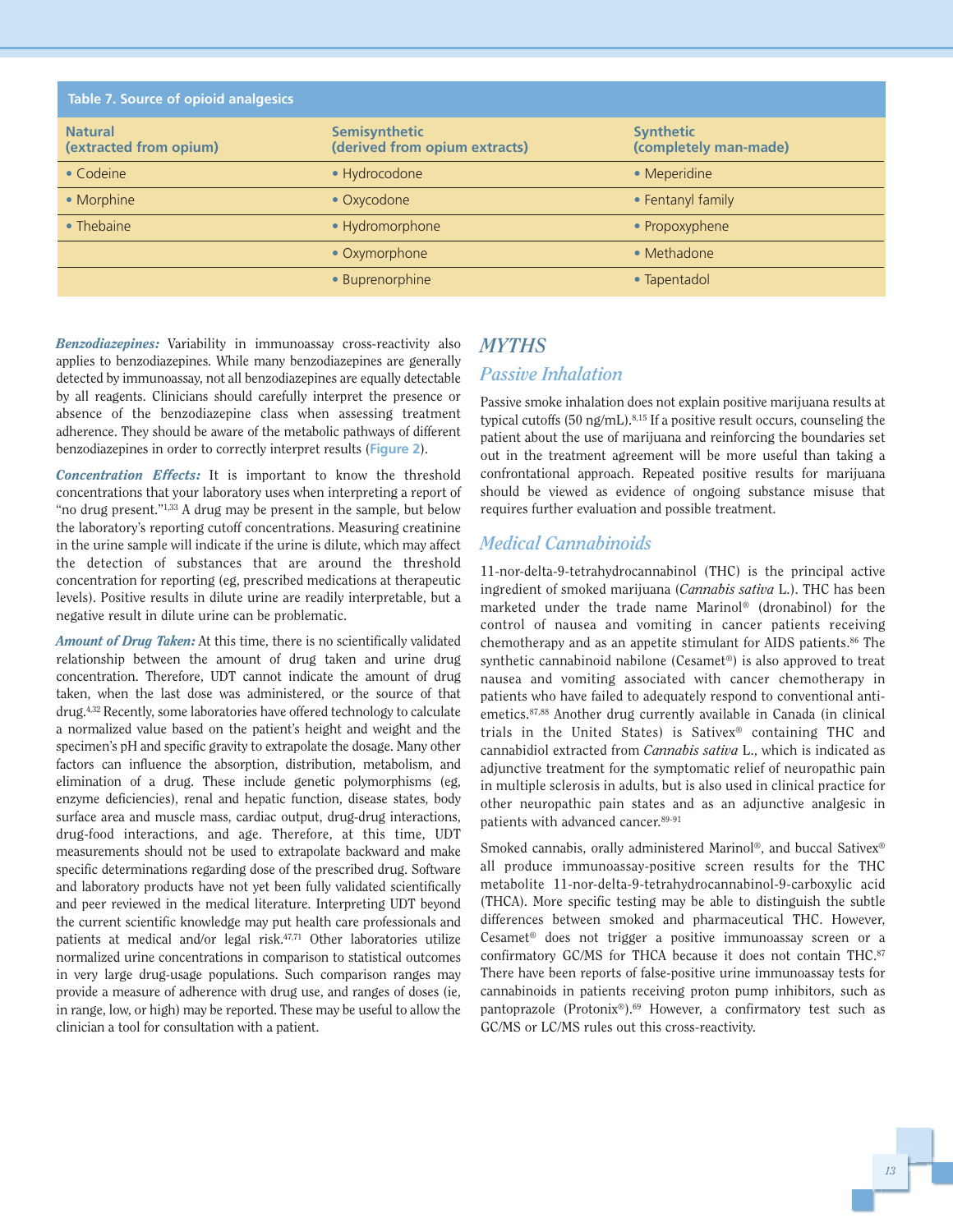**Table 7. Source of opioid analgesics**

| Natural (extracted from opium) | Semisynthetic (derived from opium extracts) | Synthetic (completely man-made) |
|---|---|---|
| • Codeine | • Hydrocodone | • Meperidine |
| • Morphine | • Oxycodone | • Fentanyl family |
| • Thebaine | • Hydromorphone | • Propoxyphene |
| | • Oxymorphone | • Methadone |
| | • Buprenorphine | • Tapentadol |

***Benzodiazepines:*** Variability in immunoassay cross-reactivity also applies to benzodiazepines. While many benzodiazepines are generally detected by immunoassay, not all benzodiazepines are equally detectable by all reagents. Clinicians should carefully interpret the presence or absence of the benzodiazepine class when assessing treatment adherence. They should be aware of the metabolic pathways of different benzodiazepines in order to correctly interpret results (Figure 2).

***Concentration Effects:*** It is important to know the threshold concentrations that your laboratory uses when interpreting a report of "no drug present."[1,33] A drug may be present in the sample, but below the laboratory's reporting cutoff concentrations. Measuring creatinine in the urine sample will indicate if the urine is dilute, which may affect the detection of substances that are around the threshold concentration for reporting (eg, prescribed medications at therapeutic levels). Positive results in dilute urine are readily interpretable, but a negative result in dilute urine can be problematic.

***Amount of Drug Taken:*** At this time, there is no scientifically validated relationship between the amount of drug taken and urine drug concentration. Therefore, UDT cannot indicate the amount of drug taken, when the last dose was administered, or the source of that drug.[4,32] Recently, some laboratories have offered technology to calculate a normalized value based on the patient's height and weight and the specimen's pH and specific gravity to extrapolate the dosage. Many other factors can influence the absorption, distribution, metabolism, and elimination of a drug. These include genetic polymorphisms (eg, enzyme deficiencies), renal and hepatic function, disease states, body surface area and muscle mass, cardiac output, drug-drug interactions, drug-food interactions, and age. Therefore, at this time, UDT measurements should not be used to extrapolate backward and make specific determinations regarding dose of the prescribed drug. Software and laboratory products have not yet been fully validated scientifically and peer reviewed in the medical literature. Interpreting UDT beyond the current scientific knowledge may put health care professionals and patients at medical and/or legal risk.[47,71] Other laboratories utilize normalized urine concentrations in comparison to statistical outcomes in very large drug-usage populations. Such comparison ranges may provide a measure of adherence with drug use, and ranges of doses (ie, in range, low, or high) may be reported. These may be useful to allow the clinician a tool for consultation with a patient.

## *MYTHS*

### *Passive Inhalation*

Passive smoke inhalation does not explain positive marijuana results at typical cutoffs (50 ng/mL).[8,15] If a positive result occurs, counseling the patient about the use of marijuana and reinforcing the boundaries set out in the treatment agreement will be more useful than taking a confrontational approach. Repeated positive results for marijuana should be viewed as evidence of ongoing substance misuse that requires further evaluation and possible treatment.

### *Medical Cannabinoids*

11-nor-delta-9-tetrahydrocannabinol (THC) is the principal active ingredient of smoked marijuana (*Cannabis sativa* L.). THC has been marketed under the trade name Marinol® (dronabinol) for the control of nausea and vomiting in cancer patients receiving chemotherapy and as an appetite stimulant for AIDS patients.[86] The synthetic cannabinoid nabilone (Cesamet®) is also approved to treat nausea and vomiting associated with cancer chemotherapy in patients who have failed to adequately respond to conventional anti-emetics.[87,88] Another drug currently available in Canada (in clinical trials in the United States) is Sativex® containing THC and cannabidiol extracted from *Cannabis sativa* L., which is indicated as adjunctive treatment for the symptomatic relief of neuropathic pain in multiple sclerosis in adults, but is also used in clinical practice for other neuropathic pain states and as an adjunctive analgesic in patients with advanced cancer.[89-91]

Smoked cannabis, orally administered Marinol®, and buccal Sativex® all produce immunoassay-positive screen results for the THC metabolite 11-nor-delta-9-tetrahydrocannabinol-9-carboxylic acid (THCA). More specific testing may be able to distinguish the subtle differences between smoked and pharmaceutical THC. However, Cesamet® does not trigger a positive immunoassay screen or a confirmatory GC/MS for THCA because it does not contain THC.[87] There have been reports of false-positive urine immunoassay tests for cannabinoids in patients receiving proton pump inhibitors, such as pantoprazole (Protonix®).[69] However, a confirmatory test such as GC/MS or LC/MS rules out this cross-reactivity.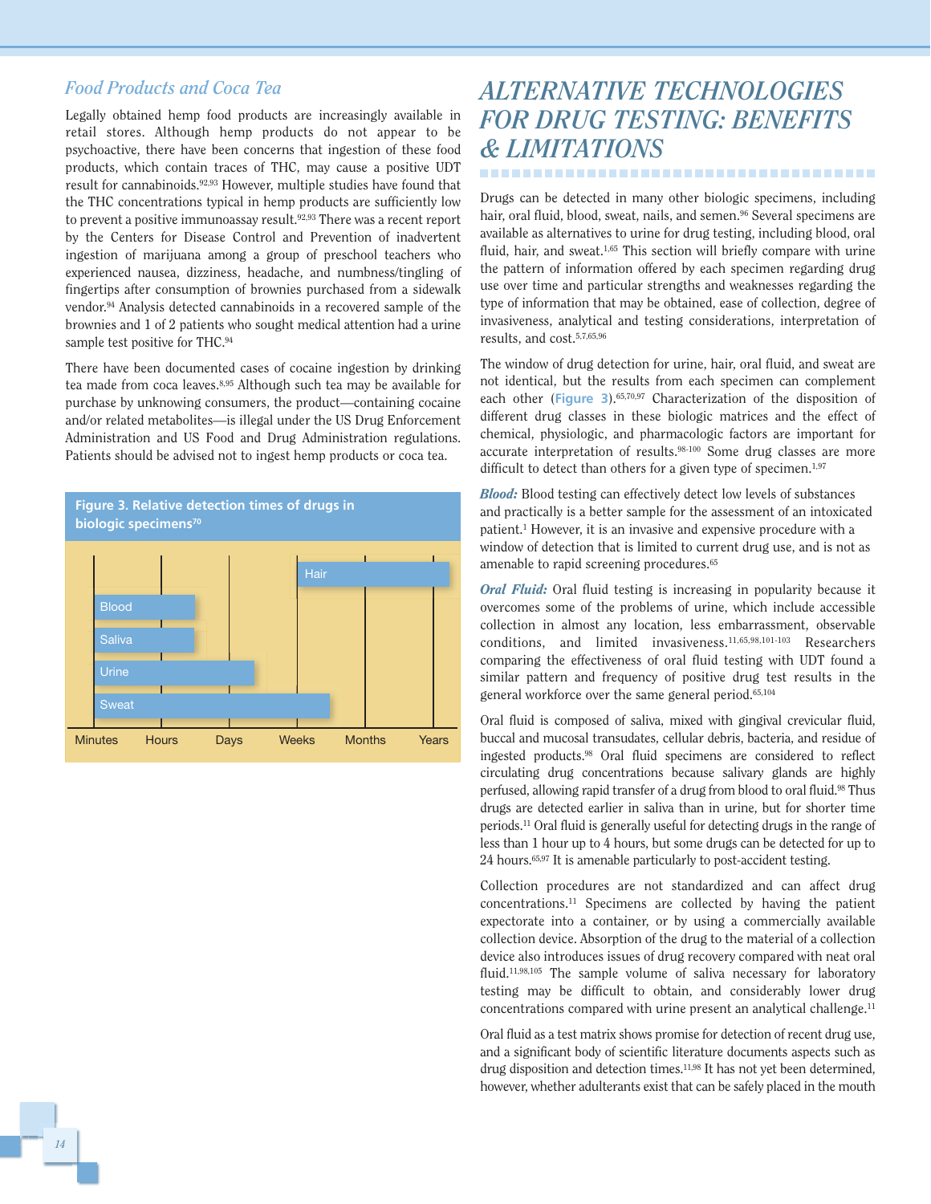### *Food Products and Coca Tea*

Legally obtained hemp food products are increasingly available in retail stores. Although hemp products do not appear to be psychoactive, there have been concerns that ingestion of these food products, which contain traces of THC, may cause a positive UDT result for cannabinoids.[92,93] However, multiple studies have found that the THC concentrations typical in hemp products are sufficiently low to prevent a positive immunoassay result.[92,93] There was a recent report by the Centers for Disease Control and Prevention of inadvertent ingestion of marijuana among a group of preschool teachers who experienced nausea, dizziness, headache, and numbness/tingling of fingertips after consumption of brownies purchased from a sidewalk vendor.[94] Analysis detected cannabinoids in a recovered sample of the brownies and 1 of 2 patients who sought medical attention had a urine sample test positive for THC.[94]

There have been documented cases of cocaine ingestion by drinking tea made from coca leaves.[8,95] Although such tea may be available for purchase by unknowing consumers, the product—containing cocaine and/or related metabolites—is illegal under the US Drug Enforcement Administration and US Food and Drug Administration regulations. Patients should be advised not to ingest hemp products or coca tea.

**Figure 3. Relative detection times of drugs in biologic specimens[70]**

| Specimen | Minutes | Hours | Days | Weeks | Months | Years |
|---|---|---|---|---|---|---|
| Hair | | | | ■ | ■ | ■ |
| Blood | ■ | ■ | | | | |
| Saliva | ■ | ■ | | | | |
| Urine | ■ | ■ | ■ | | | |
| Sweat | ■ | ■ | ■ | ■ | | |

## *ALTERNATIVE TECHNOLOGIES FOR DRUG TESTING: BENEFITS & LIMITATIONS*

Drugs can be detected in many other biologic specimens, including hair, oral fluid, blood, sweat, nails, and semen.[96] Several specimens are available as alternatives to urine for drug testing, including blood, oral fluid, hair, and sweat.[1,65] This section will briefly compare with urine the pattern of information offered by each specimen regarding drug use over time and particular strengths and weaknesses regarding the type of information that may be obtained, ease of collection, degree of invasiveness, analytical and testing considerations, interpretation of results, and cost.[5,7,65,96]

The window of drug detection for urine, hair, oral fluid, and sweat are not identical, but the results from each specimen can complement each other (**Figure 3**).[65,70,97] Characterization of the disposition of different drug classes in these biologic matrices and the effect of chemical, physiologic, and pharmacologic factors are important for accurate interpretation of results.[98-100] Some drug classes are more difficult to detect than others for a given type of specimen.[1,97]

***Blood:*** Blood testing can effectively detect low levels of substances and practically is a better sample for the assessment of an intoxicated patient.[1] However, it is an invasive and expensive procedure with a window of detection that is limited to current drug use, and is not as amenable to rapid screening procedures.[65]

***Oral Fluid:*** Oral fluid testing is increasing in popularity because it overcomes some of the problems of urine, which include accessible collection in almost any location, less embarrassment, observable conditions, and limited invasiveness.[11,65,98,101-103] Researchers comparing the effectiveness of oral fluid testing with UDT found a similar pattern and frequency of positive drug test results in the general workforce over the same general period.[65,104]

Oral fluid is composed of saliva, mixed with gingival crevicular fluid, buccal and mucosal transudates, cellular debris, bacteria, and residue of ingested products.[98] Oral fluid specimens are considered to reflect circulating drug concentrations because salivary glands are highly perfused, allowing rapid transfer of a drug from blood to oral fluid.[98] Thus drugs are detected earlier in saliva than in urine, but for shorter time periods.[11] Oral fluid is generally useful for detecting drugs in the range of less than 1 hour up to 4 hours, but some drugs can be detected for up to 24 hours.[65,97] It is amenable particularly to post-accident testing.

Collection procedures are not standardized and can affect drug concentrations.[11] Specimens are collected by having the patient expectorate into a container, or by using a commercially available collection device. Absorption of the drug to the material of a collection device also introduces issues of drug recovery compared with neat oral fluid.[11,98,105] The sample volume of saliva necessary for laboratory testing may be difficult to obtain, and considerably lower drug concentrations compared with urine present an analytical challenge.[11]

Oral fluid as a test matrix shows promise for detection of recent drug use, and a significant body of scientific literature documents aspects such as drug disposition and detection times.[11,98] It has not yet been determined, however, whether adulterants exist that can be safely placed in the mouth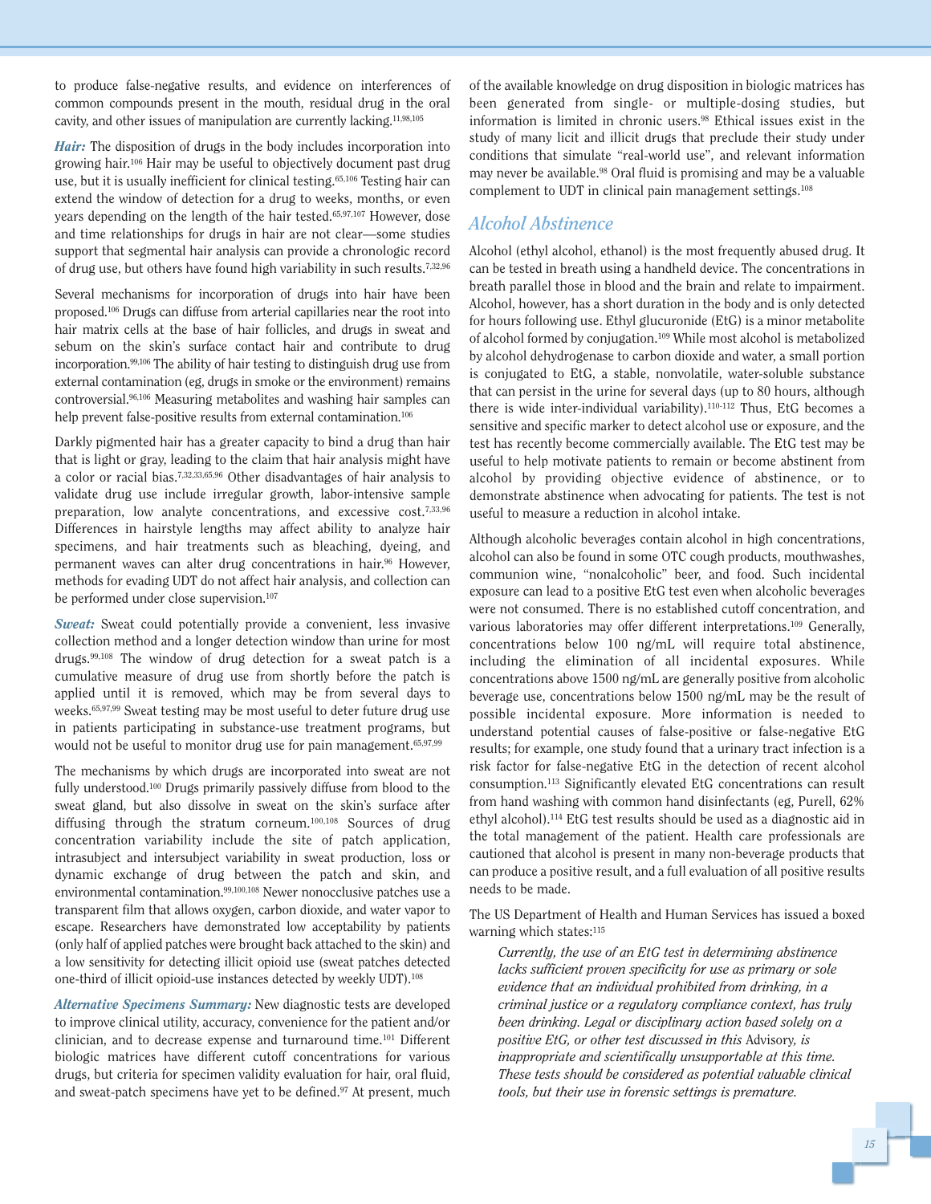to produce false-negative results, and evidence on interferences of common compounds present in the mouth, residual drug in the oral cavity, and other issues of manipulation are currently lacking.[11,98,105]

***Hair:*** The disposition of drugs in the body includes incorporation into growing hair.[106] Hair may be useful to objectively document past drug use, but it is usually inefficient for clinical testing.[65,106] Testing hair can extend the window of detection for a drug to weeks, months, or even years depending on the length of the hair tested.[65,97,107] However, dose and time relationships for drugs in hair are not clear—some studies support that segmental hair analysis can provide a chronologic record of drug use, but others have found high variability in such results.[7,32,96]

Several mechanisms for incorporation of drugs into hair have been proposed.[106] Drugs can diffuse from arterial capillaries near the root into hair matrix cells at the base of hair follicles, and drugs in sweat and sebum on the skin's surface contact hair and contribute to drug incorporation.[99,106] The ability of hair testing to distinguish drug use from external contamination (eg, drugs in smoke or the environment) remains controversial.[96,106] Measuring metabolites and washing hair samples can help prevent false-positive results from external contamination.[106]

Darkly pigmented hair has a greater capacity to bind a drug than hair that is light or gray, leading to the claim that hair analysis might have a color or racial bias.[7,32,33,65,96] Other disadvantages of hair analysis to validate drug use include irregular growth, labor-intensive sample preparation, low analyte concentrations, and excessive cost.[7,33,96] Differences in hairstyle lengths may affect ability to analyze hair specimens, and hair treatments such as bleaching, dyeing, and permanent waves can alter drug concentrations in hair.[96] However, methods for evading UDT do not affect hair analysis, and collection can be performed under close supervision.[107]

***Sweat:*** Sweat could potentially provide a convenient, less invasive collection method and a longer detection window than urine for most drugs.[99,108] The window of drug detection for a sweat patch is a cumulative measure of drug use from shortly before the patch is applied until it is removed, which may be from several days to weeks.[65,97,99] Sweat testing may be most useful to deter future drug use in patients participating in substance-use treatment programs, but would not be useful to monitor drug use for pain management.[65,97,99]

The mechanisms by which drugs are incorporated into sweat are not fully understood.[100] Drugs primarily passively diffuse from blood to the sweat gland, but also dissolve in sweat on the skin's surface after diffusing through the stratum corneum.[100,108] Sources of drug concentration variability include the site of patch application, intrasubject and intersubject variability in sweat production, loss or dynamic exchange of drug between the patch and skin, and environmental contamination.[99,100,108] Newer nonocclusive patches use a transparent film that allows oxygen, carbon dioxide, and water vapor to escape. Researchers have demonstrated low acceptability by patients (only half of applied patches were brought back attached to the skin) and a low sensitivity for detecting illicit opioid use (sweat patches detected one-third of illicit opioid-use instances detected by weekly UDT).[108]

***Alternative Specimens Summary:*** New diagnostic tests are developed to improve clinical utility, accuracy, convenience for the patient and/or clinician, and to decrease expense and turnaround time.[101] Different biologic matrices have different cutoff concentrations for various drugs, but criteria for specimen validity evaluation for hair, oral fluid, and sweat-patch specimens have yet to be defined.[97] At present, much of the available knowledge on drug disposition in biologic matrices has been generated from single- or multiple-dosing studies, but information is limited in chronic users.[98] Ethical issues exist in the study of many licit and illicit drugs that preclude their study under conditions that simulate "real-world use", and relevant information may never be available.[98] Oral fluid is promising and may be a valuable complement to UDT in clinical pain management settings.[108]

## Alcohol Abstinence

Alcohol (ethyl alcohol, ethanol) is the most frequently abused drug. It can be tested in breath using a handheld device. The concentrations in breath parallel those in blood and the brain and relate to impairment. Alcohol, however, has a short duration in the body and is only detected for hours following use. Ethyl glucuronide (EtG) is a minor metabolite of alcohol formed by conjugation.[109] While most alcohol is metabolized by alcohol dehydrogenase to carbon dioxide and water, a small portion is conjugated to EtG, a stable, nonvolatile, water-soluble substance that can persist in the urine for several days (up to 80 hours, although there is wide inter-individual variability).[110-112] Thus, EtG becomes a sensitive and specific marker to detect alcohol use or exposure, and the test has recently become commercially available. The EtG test may be useful to help motivate patients to remain or become abstinent from alcohol by providing objective evidence of abstinence, or to demonstrate abstinence when advocating for patients. The test is not useful to measure a reduction in alcohol intake.

Although alcoholic beverages contain alcohol in high concentrations, alcohol can also be found in some OTC cough products, mouthwashes, communion wine, "nonalcoholic" beer, and food. Such incidental exposure can lead to a positive EtG test even when alcoholic beverages were not consumed. There is no established cutoff concentration, and various laboratories may offer different interpretations.[109] Generally, concentrations below 100 ng/mL will require total abstinence, including the elimination of all incidental exposures. While concentrations above 1500 ng/mL are generally positive from alcoholic beverage use, concentrations below 1500 ng/mL may be the result of possible incidental exposure. More information is needed to understand potential causes of false-positive or false-negative EtG results; for example, one study found that a urinary tract infection is a risk factor for false-negative EtG in the detection of recent alcohol consumption.[113] Significantly elevated EtG concentrations can result from hand washing with common hand disinfectants (eg, Purell, 62% ethyl alcohol).[114] EtG test results should be used as a diagnostic aid in the total management of the patient. Health care professionals are cautioned that alcohol is present in many non-beverage products that can produce a positive result, and a full evaluation of all positive results needs to be made.

The US Department of Health and Human Services has issued a boxed warning which states:[115]

> *Currently, the use of an EtG test in determining abstinence lacks sufficient proven specificity for use as primary or sole evidence that an individual prohibited from drinking, in a criminal justice or a regulatory compliance context, has truly been drinking. Legal or disciplinary action based solely on a positive EtG, or other test discussed in this* Advisory, *is inappropriate and scientifically unsupportable at this time. These tests should be considered as potential valuable clinical tools, but their use in forensic settings is premature.*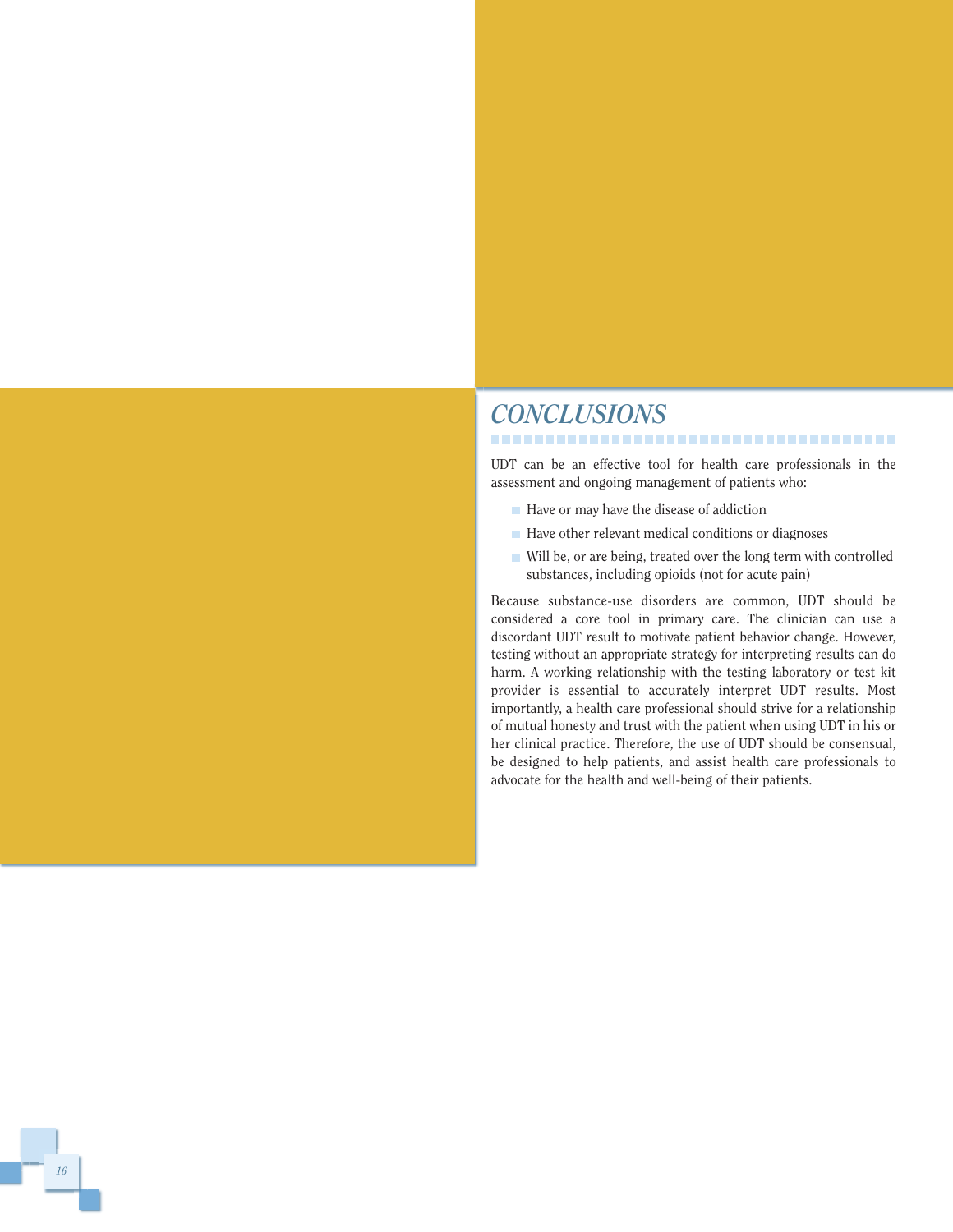## CONCLUSIONS

UDT can be an effective tool for health care professionals in the assessment and ongoing management of patients who:

- Have or may have the disease of addiction
- Have other relevant medical conditions or diagnoses
- Will be, or are being, treated over the long term with controlled substances, including opioids (not for acute pain)

Because substance-use disorders are common, UDT should be considered a core tool in primary care. The clinician can use a discordant UDT result to motivate patient behavior change. However, testing without an appropriate strategy for interpreting results can do harm. A working relationship with the testing laboratory or test kit provider is essential to accurately interpret UDT results. Most importantly, a health care professional should strive for a relationship of mutual honesty and trust with the patient when using UDT in his or her clinical practice. Therefore, the use of UDT should be consensual, be designed to help patients, and assist health care professionals to advocate for the health and well-being of their patients.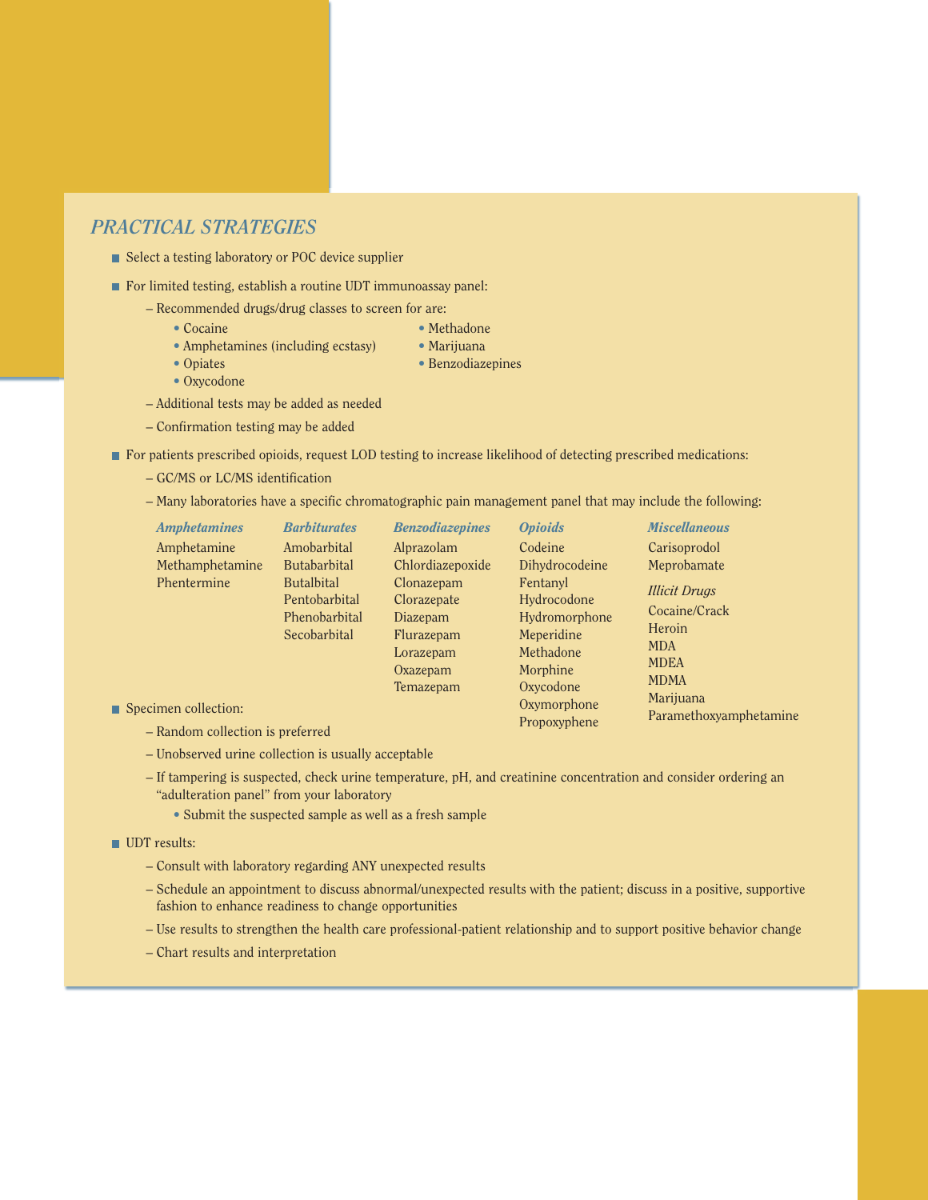## *PRACTICAL STRATEGIES*

- Select a testing laboratory or POC device supplier
- For limited testing, establish a routine UDT immunoassay panel:
  - Recommended drugs/drug classes to screen for are:
    - Cocaine
    - Amphetamines (including ecstasy)
    - Opiates
    - Oxycodone
    - Methadone
    - Marijuana
    - Benzodiazepines
  - Additional tests may be added as needed
  - Confirmation testing may be added
- For patients prescribed opioids, request LOD testing to increase likelihood of detecting prescribed medications:
  - GC/MS or LC/MS identification
  - Many laboratories have a specific chromatographic pain management panel that may include the following:

| *Amphetamines* | *Barbiturates* | *Benzodiazepines* | *Opioids* | *Miscellaneous* |
|---|---|---|---|---|
| Amphetamine | Amobarbital | Alprazolam | Codeine | Carisoprodol |
| Methamphetamine | Butabarbital | Chlordiazepoxide | Dihydrocodeine | Meprobamate |
| Phentermine | Butalbital | Clonazepam | Fentanyl | *Illicit Drugs* |
| | Pentobarbital | Clorazepate | Hydrocodone | Cocaine/Crack |
| | Phenobarbital | Diazepam | Hydromorphone | Heroin |
| | Secobarbital | Flurazepam | Meperidine | MDA |
| | | Lorazepam | Methadone | MDEA |
| | | Oxazepam | Morphine | MDMA |
| | | Temazepam | Oxycodone | Marijuana |
| | | | Oxymorphone | Paramethoxyamphetamine |
| | | | Propoxyphene | |

- Specimen collection:
  - Random collection is preferred
  - Unobserved urine collection is usually acceptable
  - If tampering is suspected, check urine temperature, pH, and creatinine concentration and consider ordering an "adulteration panel" from your laboratory
    - Submit the suspected sample as well as a fresh sample
- UDT results:
  - Consult with laboratory regarding ANY unexpected results
  - Schedule an appointment to discuss abnormal/unexpected results with the patient; discuss in a positive, supportive fashion to enhance readiness to change opportunities
  - Use results to strengthen the health care professional-patient relationship and to support positive behavior change
  - Chart results and interpretation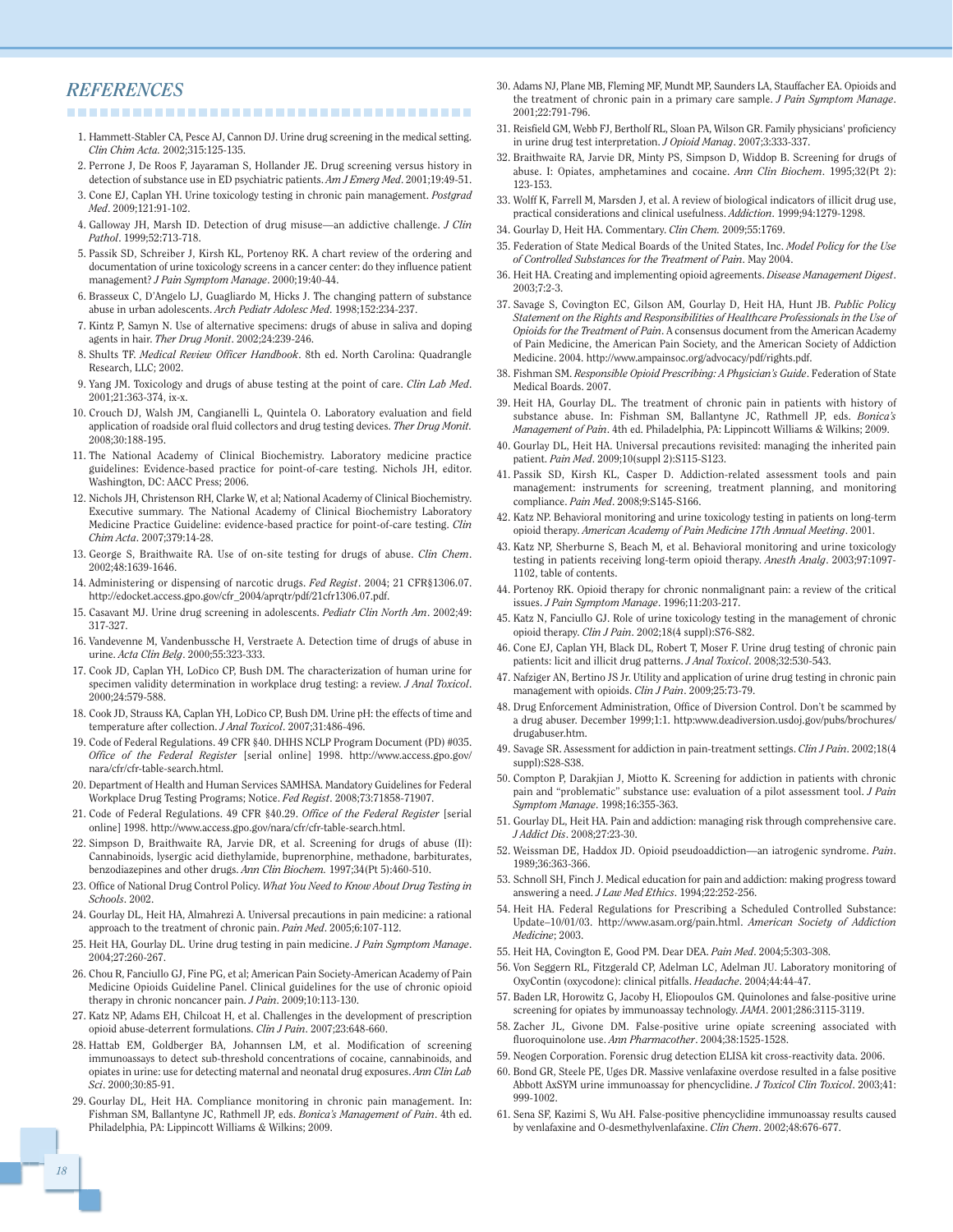## REFERENCES

1. Hammett-Stabler CA, Pesce AJ, Cannon DJ. Urine drug screening in the medical setting. *Clin Chim Acta.* 2002;315:125-135.
2. Perrone J, De Roos F, Jayaraman S, Hollander JE. Drug screening versus history in detection of substance use in ED psychiatric patients. *Am J Emerg Med*. 2001;19:49-51.
3. Cone EJ, Caplan YH. Urine toxicology testing in chronic pain management. *Postgrad Med*. 2009;121:91-102.
4. Galloway JH, Marsh ID. Detection of drug misuse—an addictive challenge. *J Clin Pathol*. 1999;52:713-718.
5. Passik SD, Schreiber J, Kirsh KL, Portenoy RK. A chart review of the ordering and documentation of urine toxicology screens in a cancer center: do they influence patient management? *J Pain Symptom Manage*. 2000;19:40-44.
6. Brasseux C, D'Angelo LJ, Guagliardo M, Hicks J. The changing pattern of substance abuse in urban adolescents. *Arch Pediatr Adolesc Med*. 1998;152:234-237.
7. Kintz P, Samyn N. Use of alternative specimens: drugs of abuse in saliva and doping agents in hair. *Ther Drug Monit*. 2002;24:239-246.
8. Shults TF. *Medical Review Officer Handbook*. 8th ed. North Carolina: Quadrangle Research, LLC; 2002.
9. Yang JM. Toxicology and drugs of abuse testing at the point of care. *Clin Lab Med*. 2001;21:363-374, ix-x.
10. Crouch DJ, Walsh JM, Cangianelli L, Quintela O. Laboratory evaluation and field application of roadside oral fluid collectors and drug testing devices. *Ther Drug Monit.* 2008;30:188-195.
11. The National Academy of Clinical Biochemistry. Laboratory medicine practice guidelines: Evidence-based practice for point-of-care testing. Nichols JH, editor. Washington, DC: AACC Press; 2006.
12. Nichols JH, Christenson RH, Clarke W, et al; National Academy of Clinical Biochemistry. Executive summary. The National Academy of Clinical Biochemistry Laboratory Medicine Practice Guideline: evidence-based practice for point-of-care testing. *Clin Chim Acta*. 2007;379:14-28.
13. George S, Braithwaite RA. Use of on-site testing for drugs of abuse. *Clin Chem*. 2002;48:1639-1646.
14. Administering or dispensing of narcotic drugs. *Fed Regist*. 2004; 21 CFR§1306.07. http://edocket.access.gpo.gov/cfr_2004/aprqtr/pdf/21cfr1306.07.pdf.
15. Casavant MJ. Urine drug screening in adolescents. *Pediatr Clin North Am*. 2002;49: 317-327.
16. Vandevenne M, Vandenbussche H, Verstraete A. Detection time of drugs of abuse in urine. *Acta Clin Belg*. 2000;55:323-333.
17. Cook JD, Caplan YH, LoDico CP, Bush DM. The characterization of human urine for specimen validity determination in workplace drug testing: a review. *J Anal Toxicol*. 2000;24:579-588.
18. Cook JD, Strauss KA, Caplan YH, LoDico CP, Bush DM. Urine pH: the effects of time and temperature after collection. *J Anal Toxicol*. 2007;31:486-496.
19. Code of Federal Regulations. 49 CFR §40. DHHS NCLP Program Document (PD) #035. *Office of the Federal Register* [serial online] 1998. http://www.access.gpo.gov/nara/cfr/cfr-table-search.html.
20. Department of Health and Human Services SAMHSA. Mandatory Guidelines for Federal Workplace Drug Testing Programs; Notice. *Fed Regist*. 2008;73:71858-71907.
21. Code of Federal Regulations. 49 CFR §40.29. *Office of the Federal Register* [serial online] 1998. http://www.access.gpo.gov/nara/cfr/cfr-table-search.html.
22. Simpson D, Braithwaite RA, Jarvie DR, et al. Screening for drugs of abuse (II): Cannabinoids, lysergic acid diethylamide, buprenorphine, methadone, barbiturates, benzodiazepines and other drugs. *Ann Clin Biochem.* 1997;34(Pt 5):460-510.
23. Office of National Drug Control Policy. *What You Need to Know About Drug Testing in Schools*. 2002.
24. Gourlay DL, Heit HA, Almahrezi A. Universal precautions in pain medicine: a rational approach to the treatment of chronic pain. *Pain Med*. 2005;6:107-112.
25. Heit HA, Gourlay DL. Urine drug testing in pain medicine. *J Pain Symptom Manage*. 2004;27:260-267.
26. Chou R, Fanciullo GJ, Fine PG, et al; American Pain Society-American Academy of Pain Medicine Opioids Guideline Panel. Clinical guidelines for the use of chronic opioid therapy in chronic noncancer pain. *J Pain*. 2009;10:113-130.
27. Katz NP, Adams EH, Chilcoat H, et al. Challenges in the development of prescription opioid abuse-deterrent formulations. *Clin J Pain*. 2007;23:648-660.
28. Hattab EM, Goldberger BA, Johannsen LM, et al. Modification of screening immunoassays to detect sub-threshold concentrations of cocaine, cannabinoids, and opiates in urine: use for detecting maternal and neonatal drug exposures. *Ann Clin Lab Sci*. 2000;30:85-91.
29. Gourlay DL, Heit HA. Compliance monitoring in chronic pain management. In: Fishman SM, Ballantyne JC, Rathmell JP, eds. *Bonica's Management of Pain*. 4th ed. Philadelphia, PA: Lippincott Williams & Wilkins; 2009.
30. Adams NJ, Plane MB, Fleming MF, Mundt MP, Saunders LA, Stauffacher EA. Opioids and the treatment of chronic pain in a primary care sample. *J Pain Symptom Manage*. 2001;22:791-796.
31. Reisfield GM, Webb FJ, Bertholf RL, Sloan PA, Wilson GR. Family physicians' proficiency in urine drug test interpretation. *J Opioid Manag*. 2007;3:333-337.
32. Braithwaite RA, Jarvie DR, Minty PS, Simpson D, Widdop B. Screening for drugs of abuse. I: Opiates, amphetamines and cocaine. *Ann Clin Biochem*. 1995;32(Pt 2): 123-153.
33. Wolff K, Farrell M, Marsden J, et al. A review of biological indicators of illicit drug use, practical considerations and clinical usefulness. *Addiction*. 1999;94:1279-1298.
34. Gourlay D, Heit HA. Commentary. *Clin Chem.* 2009;55:1769.
35. Federation of State Medical Boards of the United States, Inc. *Model Policy for the Use of Controlled Substances for the Treatment of Pain*. May 2004.
36. Heit HA. Creating and implementing opioid agreements. *Disease Management Digest*. 2003;7:2-3.
37. Savage S, Covington EC, Gilson AM, Gourlay D, Heit HA, Hunt JB. *Public Policy Statement on the Rights and Responsibilities of Healthcare Professionals in the Use of Opioids for the Treatment of Pain*. A consensus document from the American Academy of Pain Medicine, the American Pain Society, and the American Society of Addiction Medicine. 2004. http://www.ampainsoc.org/advocacy/pdf/rights.pdf.
38. Fishman SM. *Responsible Opioid Prescribing: A Physician's Guide*. Federation of State Medical Boards. 2007.
39. Heit HA, Gourlay DL. The treatment of chronic pain in patients with history of substance abuse. In: Fishman SM, Ballantyne JC, Rathmell JP, eds. *Bonica's Management of Pain*. 4th ed. Philadelphia, PA: Lippincott Williams & Wilkins; 2009.
40. Gourlay DL, Heit HA. Universal precautions revisited: managing the inherited pain patient. *Pain Med*. 2009;10(suppl 2):S115-S123.
41. Passik SD, Kirsh KL, Casper D. Addiction-related assessment tools and pain management: instruments for screening, treatment planning, and monitoring compliance. *Pain Med*. 2008;9:S145-S166.
42. Katz NP. Behavioral monitoring and urine toxicology testing in patients on long-term opioid therapy. *American Academy of Pain Medicine 17th Annual Meeting*. 2001.
43. Katz NP, Sherburne S, Beach M, et al. Behavioral monitoring and urine toxicology testing in patients receiving long-term opioid therapy. *Anesth Analg*. 2003;97:1097-1102, table of contents.
44. Portenoy RK. Opioid therapy for chronic nonmalignant pain: a review of the critical issues. *J Pain Symptom Manage*. 1996;11:203-217.
45. Katz N, Fanciullo GJ. Role of urine toxicology testing in the management of chronic opioid therapy. *Clin J Pain*. 2002;18(4 suppl):S76-S82.
46. Cone EJ, Caplan YH, Black DL, Robert T, Moser F. Urine drug testing of chronic pain patients: licit and illicit drug patterns. *J Anal Toxicol*. 2008;32:530-543.
47. Nafziger AN, Bertino JS Jr. Utility and application of urine drug testing in chronic pain management with opioids. *Clin J Pain*. 2009;25:73-79.
48. Drug Enforcement Administration, Office of Diversion Control. Don't be scammed by a drug abuser. December 1999;1:1. http:www.deadiversion.usdoj.gov/pubs/brochures/drugabuser.htm.
49. Savage SR. Assessment for addiction in pain-treatment settings. *Clin J Pain*. 2002;18(4 suppl):S28-S38.
50. Compton P, Darakjian J, Miotto K. Screening for addiction in patients with chronic pain and "problematic" substance use: evaluation of a pilot assessment tool. *J Pain Symptom Manage*. 1998;16:355-363.
51. Gourlay DL, Heit HA. Pain and addiction: managing risk through comprehensive care. *J Addict Dis*. 2008;27:23-30.
52. Weissman DE, Haddox JD. Opioid pseudoaddiction—an iatrogenic syndrome. *Pain*. 1989;36:363-366.
53. Schnoll SH, Finch J. Medical education for pain and addiction: making progress toward answering a need. *J Law Med Ethics*. 1994;22:252-256.
54. Heit HA. Federal Regulations for Prescribing a Scheduled Controlled Substance: Update–10/01/03. http://www.asam.org/pain.html. *American Society of Addiction Medicine*; 2003.
55. Heit HA, Covington E, Good PM. Dear DEA. *Pain Med*. 2004;5:303-308.
56. Von Seggern RL, Fitzgerald CP, Adelman LC, Adelman JU. Laboratory monitoring of OxyContin (oxycodone): clinical pitfalls. *Headache*. 2004;44:44-47.
57. Baden LR, Horowitz G, Jacoby H, Eliopoulos GM. Quinolones and false-positive urine screening for opiates by immunoassay technology. *JAMA*. 2001;286:3115-3119.
58. Zacher JL, Givone DM. False-positive urine opiate screening associated with fluoroquinolone use. *Ann Pharmacother*. 2004;38:1525-1528.
59. Neogen Corporation. Forensic drug detection ELISA kit cross-reactivity data. 2006.
60. Bond GR, Steele PE, Uges DR. Massive venlafaxine overdose resulted in a false positive Abbott AxSYM urine immunoassay for phencyclidine. *J Toxicol Clin Toxicol*. 2003;41: 999-1002.
61. Sena SF, Kazimi S, Wu AH. False-positive phencyclidine immunoassay results caused by venlafaxine and O-desmethylvenlafaxine. *Clin Chem*. 2002;48:676-677.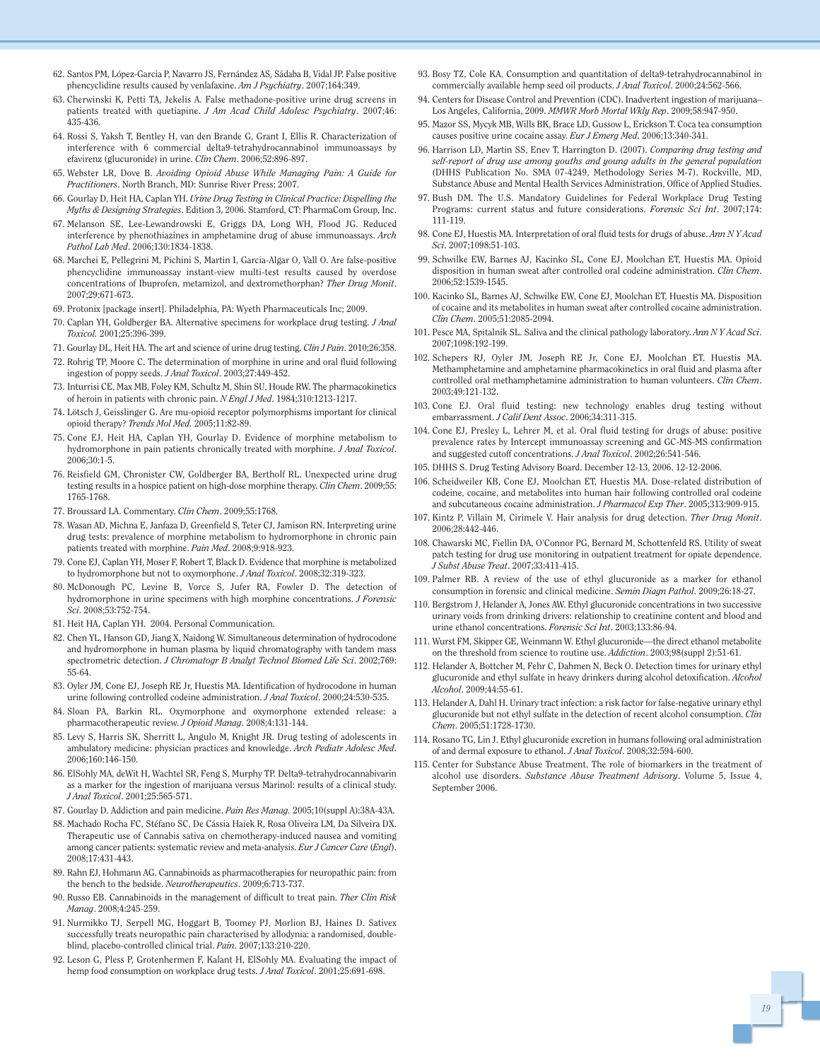62. Santos PM, López-Garcia P, Navarro JS, Fernández AS, Sádaba B, Vidal JP. False positive phencyclidine results caused by venlafaxine. *Am J Psychiatry*. 2007;164:349.

63. Cherwinski K, Petti TA, Jekelis A. False methadone-positive urine drug screens in patients treated with quetiapine. *J Am Acad Child Adolesc Psychiatry*. 2007;46:435-436.

64. Rossi S, Yaksh T, Bentley H, van den Brande G, Grant I, Ellis R. Characterization of interference with 6 commercial delta9-tetrahydrocannabinol immunoassays by efavirenz (glucuronide) in urine. *Clin Chem*. 2006;52:896-897.

65. Webster LR, Dove B. *Avoiding Opioid Abuse While Managing Pain: A Guide for Practitioners*. North Branch, MD: Sunrise River Press; 2007.

66. Gourlay D, Heit HA, Caplan YH. *Urine Drug Testing in Clinical Practice: Dispelling the Myths & Designing Strategies*. Edition 3, 2006. Stamford, CT: PharmaCom Group, Inc.

67. Melanson SE, Lee-Lewandrowski E, Griggs DA, Long WH, Flood JG. Reduced interference by phenothiazines in amphetamine drug of abuse immunoassays. *Arch Pathol Lab Med*. 2006;130:1834-1838.

68. Marchei E, Pellegrini M, Pichini S, Martin I, Garcia-Algar O, Vall O. Are false-positive phencyclidine immunoassay instant-view multi-test results caused by overdose concentrations of Ibuprofen, metamizol, and dextromethorphan? *Ther Drug Monit*. 2007;29:671-673.

69. Protonix [package insert]. Philadelphia, PA: Wyeth Pharmaceuticals Inc; 2009.

70. Caplan YH, Goldberger BA. Alternative specimens for workplace drug testing. *J Anal Toxicol*. 2001;25:396-399.

71. Gourlay DL, Heit HA. The art and science of urine drug testing. *Clin J Pain*. 2010;26:358.

72. Rohrig TP, Moore C. The determination of morphine in urine and oral fluid following ingestion of poppy seeds. *J Anal Toxicol*. 2003;27:449-452.

73. Inturrisi CE, Max MB, Foley KM, Schultz M, Shin SU, Houde RW. The pharmacokinetics of heroin in patients with chronic pain. *N Engl J Med*. 1984;310:1213-1217.

74. Lötsch J, Geisslinger G. Are mu-opioid receptor polymorphisms important for clinical opioid therapy? *Trends Mol Med*. 2005;11:82-89.

75. Cone EJ, Heit HA, Caplan YH, Gourlay D. Evidence of morphine metabolism to hydromorphone in pain patients chronically treated with morphine. *J Anal Toxicol*. 2006;30:1-5.

76. Reisfield GM, Chronister CW, Goldberger BA, Bertholf RL. Unexpected urine drug testing results in a hospice patient on high-dose morphine therapy. *Clin Chem*. 2009;55:1765-1768.

77. Broussard LA. Commentary. *Clin Chem*. 2009;55:1768.

78. Wasan AD, Michna E, Janfaza D, Greenfield S, Teter CJ, Jamison RN. Interpreting urine drug tests: prevalence of morphine metabolism to hydromorphone in chronic pain patients treated with morphine. *Pain Med*. 2008;9:918-923.

79. Cone EJ, Caplan YH, Moser F, Robert T, Black D. Evidence that morphine is metabolized to hydromorphone but not to oxymorphone. *J Anal Toxicol*. 2008;32:319-323.

80. McDonough PC, Levine B, Vorce S, Jufer RA, Fowler D. The detection of hydromorphone in urine specimens with high morphine concentrations. *J Forensic Sci*. 2008;53:752-754.

81. Heit HA, Caplan YH. 2004. Personal Communication.

82. Chen YL, Hanson GD, Jiang X, Naidong W. Simultaneous determination of hydrocodone and hydromorphone in human plasma by liquid chromatography with tandem mass spectrometric detection. *J Chromatogr B Analyt Technol Biomed Life Sci*. 2002;769:55-64.

83. Oyler JM, Cone EJ, Joseph RE Jr, Huestis MA. Identification of hydrocodone in human urine following controlled codeine administration. *J Anal Toxicol*. 2000;24:530-535.

84. Sloan PA, Barkin RL. Oxymorphone and oxymorphone extended release: a pharmacotherapeutic review. *J Opioid Manag*. 2008;4:131-144.

85. Levy S, Harris SK, Sherritt L, Angulo M, Knight JR. Drug testing of adolescents in ambulatory medicine: physician practices and knowledge. *Arch Pediatr Adolesc Med*. 2006;160:146-150.

86. ElSohly MA, deWit H, Wachtel SR, Feng S, Murphy TP. Delta9-tetrahydrocannabivarin as a marker for the ingestion of marijuana versus Marinol: results of a clinical study. *J Anal Toxicol*. 2001;25:565-571.

87. Gourlay D. Addiction and pain medicine. *Pain Res Manag*. 2005;10(suppl A):38A-43A.

88. Machado Rocha FC, Stéfano SC, De Cássia Haiek R, Rosa Oliveira LM, Da Silveira DX. Therapeutic use of Cannabis sativa on chemotherapy-induced nausea and vomiting among cancer patients: systematic review and meta-analysis. *Eur J Cancer Care* (*Engl*). 2008;17:431-443.

89. Rahn EJ, Hohmann AG. Cannabinoids as pharmacotherapies for neuropathic pain: from the bench to the bedside. *Neurotherapeutics*. 2009;6:713-737.

90. Russo EB. Cannabinoids in the management of difficult to treat pain. *Ther Clin Risk Manag*. 2008;4:245-259.

91. Nurmikko TJ, Serpell MG, Hoggart B, Toomey PJ, Morlion BJ, Haines D. Sativex successfully treats neuropathic pain characterised by allodynia: a randomised, double-blind, placebo-controlled clinical trial. *Pain*. 2007;133:210-220.

92. Leson G, Pless P, Grotenhermen F, Kalant H, ElSohly MA. Evaluating the impact of hemp food consumption on workplace drug tests. *J Anal Toxicol*. 2001;25:691-698.

93. Bosy TZ, Cole KA. Consumption and quantitation of delta9-tetrahydrocannabinol in commercially available hemp seed oil products. *J Anal Toxicol*. 2000;24:562-566.

94. Centers for Disease Control and Prevention (CDC). Inadvertent ingestion of marijuana–Los Angeles, California, 2009. *MMWR Morb Mortal Wkly Rep*. 2009;58:947-950.

95. Mazor SS, Mycyk MB, Wills BK, Brace LD, Gussow L, Erickson T. Coca tea consumption causes positive urine cocaine assay. *Eur J Emerg Med*. 2006;13:340-341.

96. Harrison LD, Martin SS, Enev T, Harrington D. (2007). *Comparing drug testing and self-report of drug use among youths and young adults in the general population* (DHHS Publication No. SMA 07-4249, Methodology Series M-7). Rockville, MD, Substance Abuse and Mental Health Services Administration, Office of Applied Studies.

97. Bush DM. The U.S. Mandatory Guidelines for Federal Workplace Drug Testing Programs: current status and future considerations. *Forensic Sci Int*. 2007;174:111-119.

98. Cone EJ, Huestis MA. Interpretation of oral fluid tests for drugs of abuse. *Ann N Y Acad Sci*. 2007;1098:51-103.

99. Schwilke EW, Barnes AJ, Kacinko SL, Cone EJ, Moolchan ET, Huestis MA. Opioid disposition in human sweat after controlled oral codeine administration. *Clin Chem*. 2006;52:1539-1545.

100. Kacinko SL, Barnes AJ, Schwilke EW, Cone EJ, Moolchan ET, Huestis MA. Disposition of cocaine and its metabolites in human sweat after controlled cocaine administration. *Clin Chem*. 2005;51:2085-2094.

101. Pesce MA, Spitalnik SL. Saliva and the clinical pathology laboratory. *Ann N Y Acad Sci*. 2007;1098:192-199.

102. Schepers RJ, Oyler JM, Joseph RE Jr, Cone EJ, Moolchan ET, Huestis MA. Methamphetamine and amphetamine pharmacokinetics in oral fluid and plasma after controlled oral methamphetamine administration to human volunteers. *Clin Chem*. 2003;49:121-132.

103. Cone EJ. Oral fluid testing: new technology enables drug testing without embarrassment. *J Calif Dent Assoc*. 2006;34:311-315.

104. Cone EJ, Presley L, Lehrer M, et al. Oral fluid testing for drugs of abuse: positive prevalence rates by Intercept immunoassay screening and GC-MS-MS confirmation and suggested cutoff concentrations. *J Anal Toxicol*. 2002;26:541-546.

105. DHHS S. Drug Testing Advisory Board. December 12-13, 2006. 12-12-2006.

106. Scheidweiler KB, Cone EJ, Moolchan ET, Huestis MA. Dose-related distribution of codeine, cocaine, and metabolites into human hair following controlled oral codeine and subcutaneous cocaine administration. *J Pharmacol Exp Ther*. 2005;313:909-915.

107. Kintz P, Villain M, Cirimele V. Hair analysis for drug detection. *Ther Drug Monit*. 2006;28:442-446.

108. Chawarski MC, Fiellin DA, O'Connor PG, Bernard M, Schottenfeld RS. Utility of sweat patch testing for drug use monitoring in outpatient treatment for opiate dependence. *J Subst Abuse Treat*. 2007;33:411-415.

109. Palmer RB. A review of the use of ethyl glucuronide as a marker for ethanol consumption in forensic and clinical medicine. *Semin Diagn Pathol*. 2009;26:18-27.

110. Bergstrom J, Helander A, Jones AW. Ethyl glucuronide concentrations in two successive urinary voids from drinking drivers: relationship to creatinine content and blood and urine ethanol concentrations. *Forensic Sci Int*. 2003;133:86-94.

111. Wurst FM, Skipper GE, Weinmann W. Ethyl glucuronide—the direct ethanol metabolite on the threshold from science to routine use. *Addiction*. 2003;98(suppl 2):51-61.

112. Helander A, Bottcher M, Fehr C, Dahmen N, Beck O. Detection times for urinary ethyl glucuronide and ethyl sulfate in heavy drinkers during alcohol detoxification. *Alcohol Alcohol*. 2009;44:55-61.

113. Helander A, Dahl H. Urinary tract infection: a risk factor for false-negative urinary ethyl glucuronide but not ethyl sulfate in the detection of recent alcohol consumption. *Clin Chem*. 2005;51:1728-1730.

114. Rosano TG, Lin J. Ethyl glucuronide excretion in humans following oral administration of and dermal exposure to ethanol. *J Anal Toxicol*. 2008;32:594-600.

115. Center for Substance Abuse Treatment. The role of biomarkers in the treatment of alcohol use disorders. *Substance Abuse Treatment Advisory*. Volume 5, Issue 4, September 2006.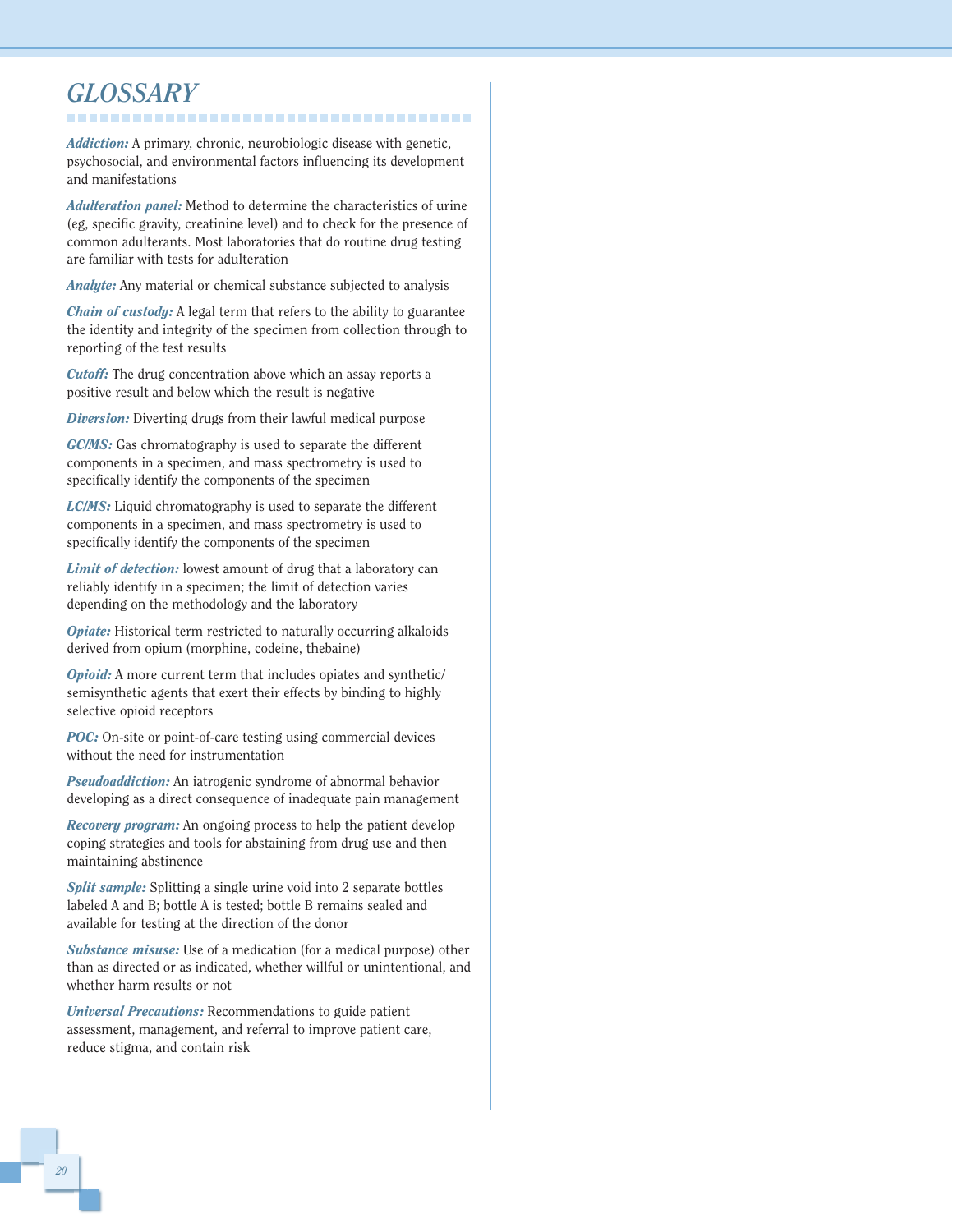# GLOSSARY

***Addiction:*** A primary, chronic, neurobiologic disease with genetic, psychosocial, and environmental factors influencing its development and manifestations

***Adulteration panel:*** Method to determine the characteristics of urine (eg, specific gravity, creatinine level) and to check for the presence of common adulterants. Most laboratories that do routine drug testing are familiar with tests for adulteration

***Analyte:*** Any material or chemical substance subjected to analysis

***Chain of custody:*** A legal term that refers to the ability to guarantee the identity and integrity of the specimen from collection through to reporting of the test results

***Cutoff:*** The drug concentration above which an assay reports a positive result and below which the result is negative

***Diversion:*** Diverting drugs from their lawful medical purpose

***GC/MS:*** Gas chromatography is used to separate the different components in a specimen, and mass spectrometry is used to specifically identify the components of the specimen

***LC/MS:*** Liquid chromatography is used to separate the different components in a specimen, and mass spectrometry is used to specifically identify the components of the specimen

***Limit of detection:*** lowest amount of drug that a laboratory can reliably identify in a specimen; the limit of detection varies depending on the methodology and the laboratory

***Opiate:*** Historical term restricted to naturally occurring alkaloids derived from opium (morphine, codeine, thebaine)

***Opioid:*** A more current term that includes opiates and synthetic/semisynthetic agents that exert their effects by binding to highly selective opioid receptors

***POC:*** On-site or point-of-care testing using commercial devices without the need for instrumentation

***Pseudoaddiction:*** An iatrogenic syndrome of abnormal behavior developing as a direct consequence of inadequate pain management

***Recovery program:*** An ongoing process to help the patient develop coping strategies and tools for abstaining from drug use and then maintaining abstinence

***Split sample:*** Splitting a single urine void into 2 separate bottles labeled A and B; bottle A is tested; bottle B remains sealed and available for testing at the direction of the donor

***Substance misuse:*** Use of a medication (for a medical purpose) other than as directed or as indicated, whether willful or unintentional, and whether harm results or not

***Universal Precautions:*** Recommendations to guide patient assessment, management, and referral to improve patient care, reduce stigma, and contain risk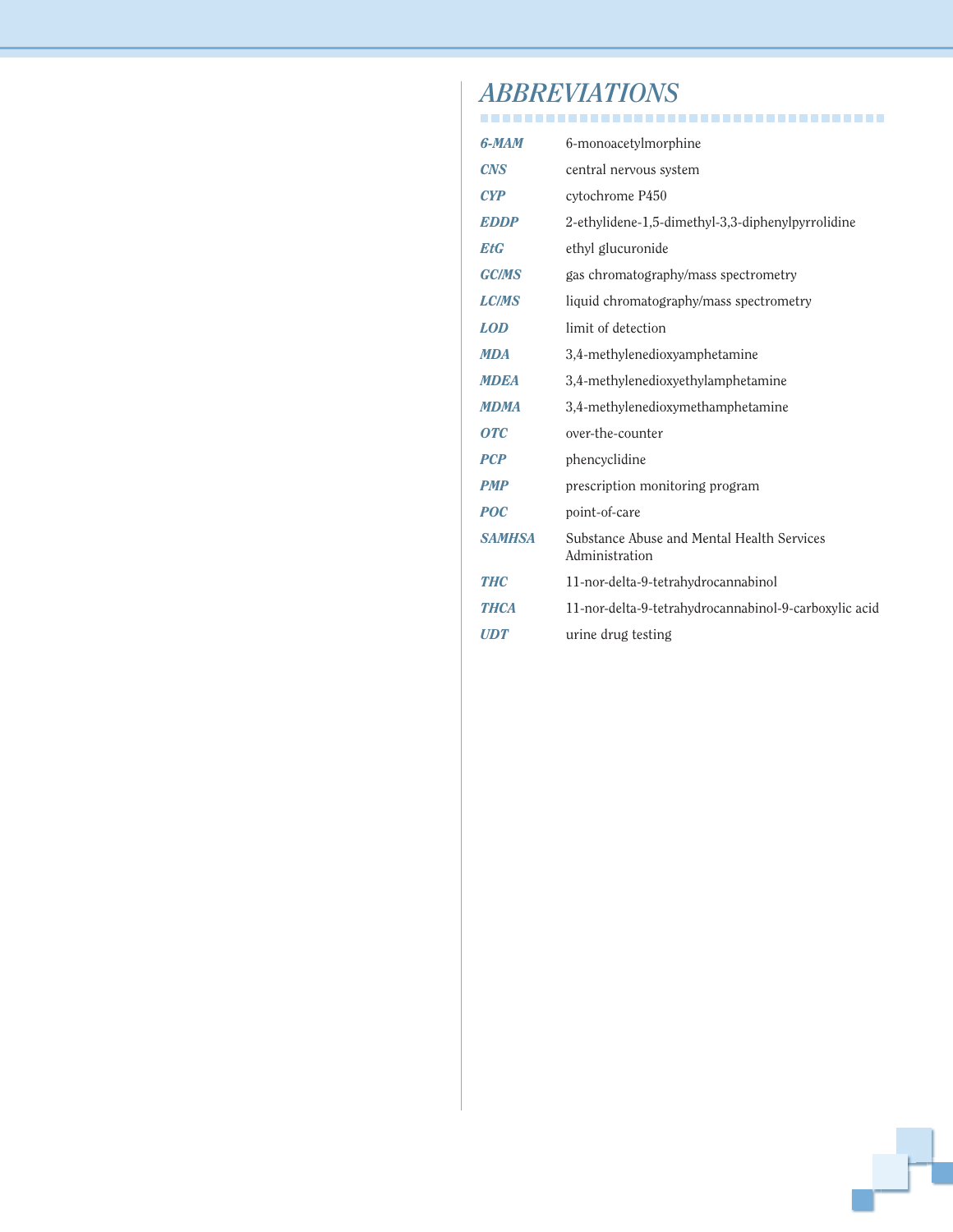# ABBREVIATIONS

| | |
|---|---|
| ***6-MAM*** | 6-monoacetylmorphine |
| ***CNS*** | central nervous system |
| ***CYP*** | cytochrome P450 |
| ***EDDP*** | 2-ethylidene-1,5-dimethyl-3,3-diphenylpyrrolidine |
| ***EtG*** | ethyl glucuronide |
| ***GC/MS*** | gas chromatography/mass spectrometry |
| ***LC/MS*** | liquid chromatography/mass spectrometry |
| ***LOD*** | limit of detection |
| ***MDA*** | 3,4-methylenedioxyamphetamine |
| ***MDEA*** | 3,4-methylenedioxyethylamphetamine |
| ***MDMA*** | 3,4-methylenedioxymethamphetamine |
| ***OTC*** | over-the-counter |
| ***PCP*** | phencyclidine |
| ***PMP*** | prescription monitoring program |
| ***POC*** | point-of-care |
| ***SAMHSA*** | Substance Abuse and Mental Health Services Administration |
| ***THC*** | 11-nor-delta-9-tetrahydrocannabinol |
| ***THCA*** | 11-nor-delta-9-tetrahydrocannabinol-9-carboxylic acid |
| ***UDT*** | urine drug testing |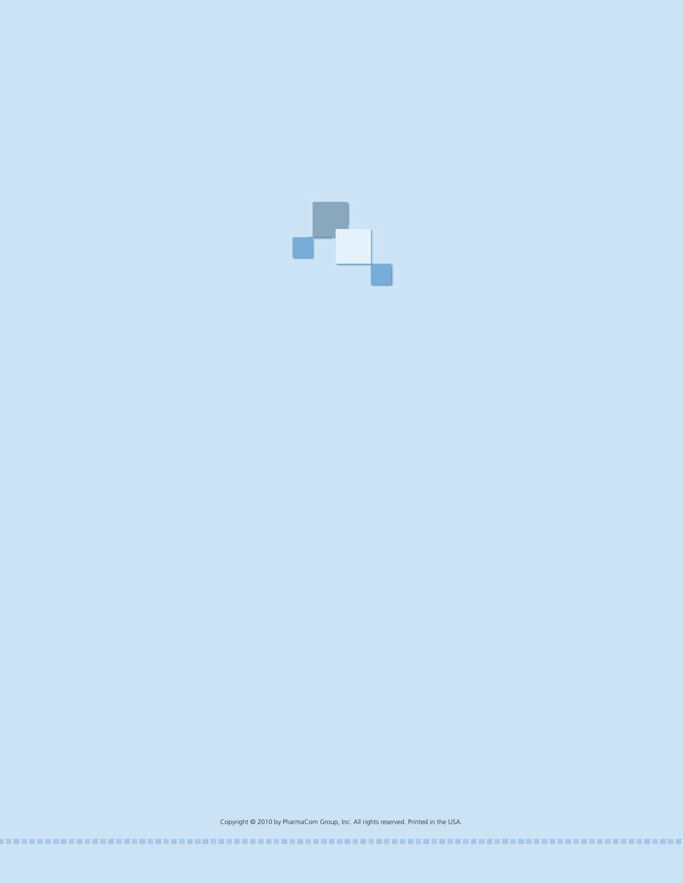Copyright © 2010 by PharmaCom Group, Inc. All rights reserved. Printed in the USA.